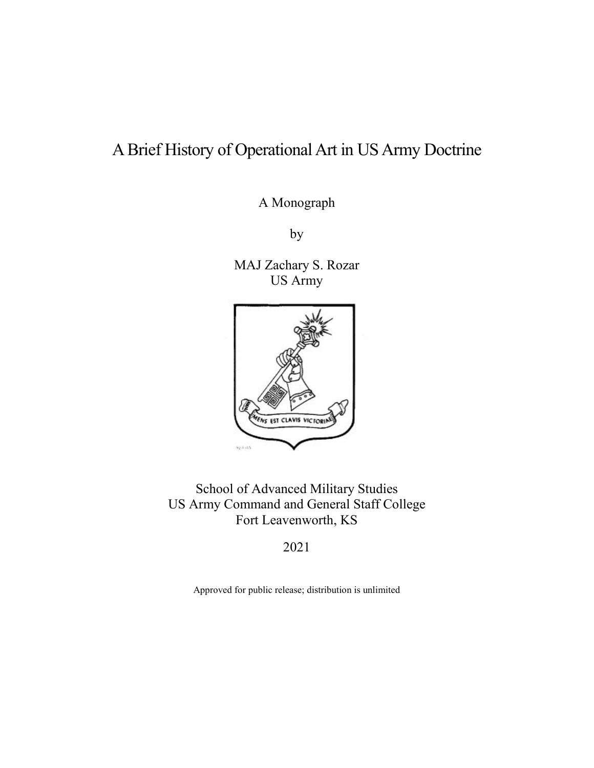# A Brief History of Operational Art in US Army Doctrine

A Monograph

by

MAJ Zachary S. Rozar
US Army

School of Advanced Military Studies
US Army Command and General Staff College
Fort Leavenworth, KS

2021

Approved for public release; distribution is unlimited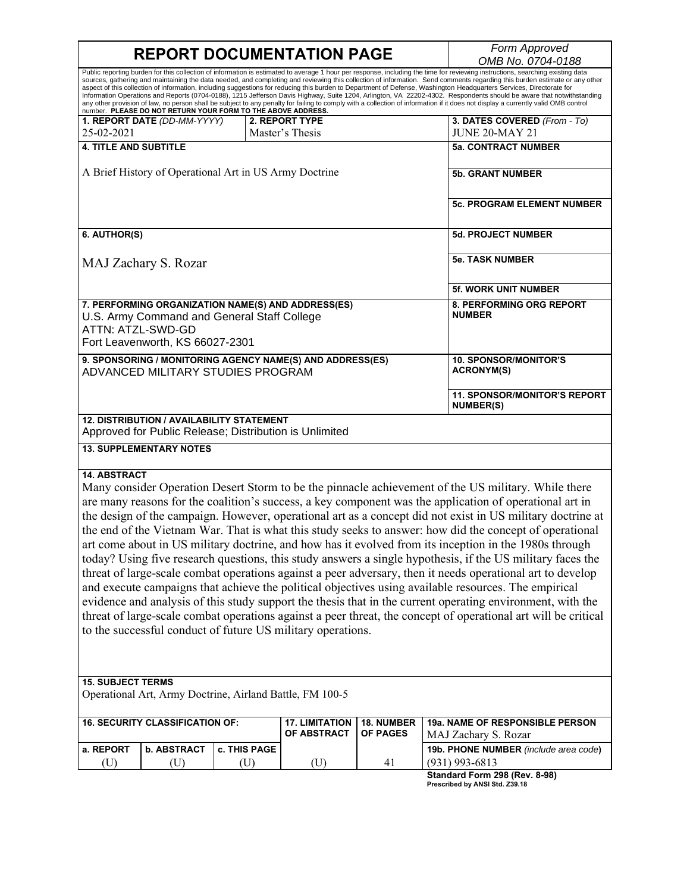# REPORT DOCUMENTATION PAGE

*Form Approved OMB No. 0704-0188*

Public reporting burden for this collection of information is estimated to average 1 hour per response, including the time for reviewing instructions, searching existing data sources, gathering and maintaining the data needed, and completing and reviewing this collection of information. Send comments regarding this burden estimate or any other aspect of this collection of information, including suggestions for reducing this burden to Department of Defense, Washington Headquarters Services, Directorate for Information Operations and Reports (0704-0188), 1215 Jefferson Davis Highway, Suite 1204, Arlington, VA 22202-4302. Respondents should be aware that notwithstanding any other provision of law, no person shall be subject to any penalty for failing to comply with a collection of information if it does not display a currently valid OMB control number. **PLEASE DO NOT RETURN YOUR FORM TO THE ABOVE ADDRESS.**

| **1. REPORT DATE** *(DD-MM-YYYY)* | **2. REPORT TYPE** | **3. DATES COVERED** *(From - To)* |
|---|---|---|
| 25-02-2021 | Master's Thesis | JUNE 20-MAY 21 |

**4. TITLE AND SUBTITLE**

A Brief History of Operational Art in US Army Doctrine

**5a. CONTRACT NUMBER**

**5b. GRANT NUMBER**

**5c. PROGRAM ELEMENT NUMBER**

**6. AUTHOR(S)**

MAJ Zachary S. Rozar

**5d. PROJECT NUMBER**

**5e. TASK NUMBER**

**5f. WORK UNIT NUMBER**

**7. PERFORMING ORGANIZATION NAME(S) AND ADDRESS(ES)**

U.S. Army Command and General Staff College
ATTN: ATZL-SWD-GD
Fort Leavenworth, KS 66027-2301

**8. PERFORMING ORG REPORT NUMBER**

**9. SPONSORING / MONITORING AGENCY NAME(S) AND ADDRESS(ES)**

ADVANCED MILITARY STUDIES PROGRAM

**10. SPONSOR/MONITOR'S ACRONYM(S)**

**11. SPONSOR/MONITOR'S REPORT NUMBER(S)**

**12. DISTRIBUTION / AVAILABILITY STATEMENT**

Approved for Public Release; Distribution is Unlimited

**13. SUPPLEMENTARY NOTES**

**14. ABSTRACT**

Many consider Operation Desert Storm to be the pinnacle achievement of the US military. While there are many reasons for the coalition's success, a key component was the application of operational art in the design of the campaign. However, operational art as a concept did not exist in US military doctrine at the end of the Vietnam War. That is what this study seeks to answer: how did the concept of operational art come about in US military doctrine, and how has it evolved from its inception in the 1980s through today? Using five research questions, this study answers a single hypothesis, if the US military faces the threat of large-scale combat operations against a peer adversary, then it needs operational art to develop and execute campaigns that achieve the political objectives using available resources. The empirical evidence and analysis of this study support the thesis that in the current operating environment, with the threat of large-scale combat operations against a peer threat, the concept of operational art will be critical to the successful conduct of future US military operations.

**15. SUBJECT TERMS**

Operational Art, Army Doctrine, Airland Battle, FM 100-5

| **16. SECURITY CLASSIFICATION OF:** | | | **17. LIMITATION OF ABSTRACT** | **18. NUMBER OF PAGES** | **19a. NAME OF RESPONSIBLE PERSON** |
|---|---|---|---|---|---|
| **a. REPORT** | **b. ABSTRACT** | **c. THIS PAGE** | | | MAJ Zachary S. Rozar |
| (U) | (U) | (U) | (U) | 41 | **19b. PHONE NUMBER** *(include area code)* (931) 993-6813 |

**Standard Form 298 (Rev. 8-98)**
**Prescribed by ANSI Std. Z39.18**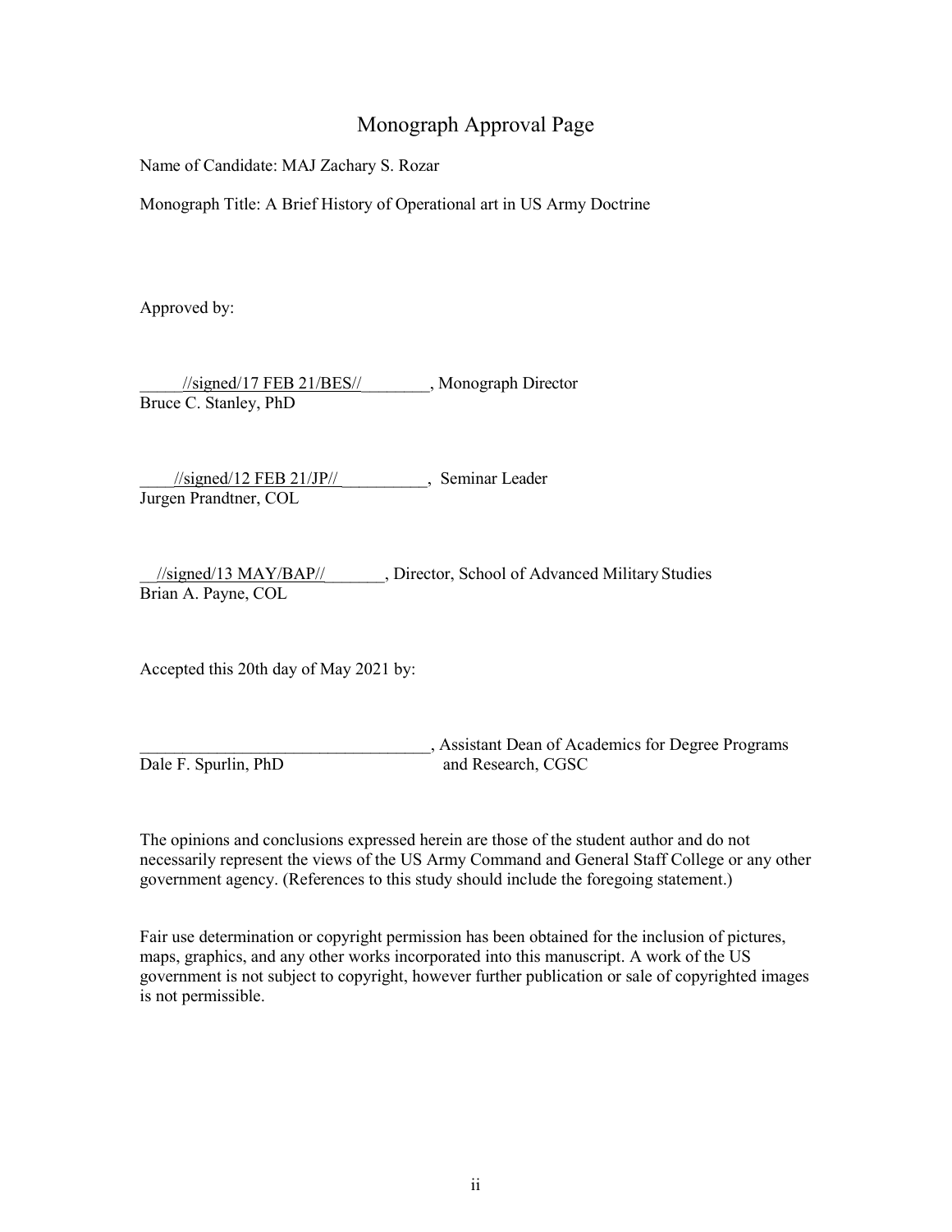# Monograph Approval Page

Name of Candidate: MAJ Zachary S. Rozar

Monograph Title: A Brief History of Operational art in US Army Doctrine

Approved by:

_____//signed/17 FEB 21/BES//________, Monograph Director
Bruce C. Stanley, PhD

____//signed/12 FEB 21/JP//__________, Seminar Leader
Jurgen Prandtner, COL

__//signed/13 MAY/BAP//_______, Director, School of Advanced Military Studies
Brian A. Payne, COL

Accepted this 20th day of May 2021 by:

__________________________________, Assistant Dean of Academics for Degree Programs and Research, CGSC
Dale F. Spurlin, PhD

The opinions and conclusions expressed herein are those of the student author and do not necessarily represent the views of the US Army Command and General Staff College or any other government agency. (References to this study should include the foregoing statement.)

Fair use determination or copyright permission has been obtained for the inclusion of pictures, maps, graphics, and any other works incorporated into this manuscript. A work of the US government is not subject to copyright, however further publication or sale of copyrighted images is not permissible.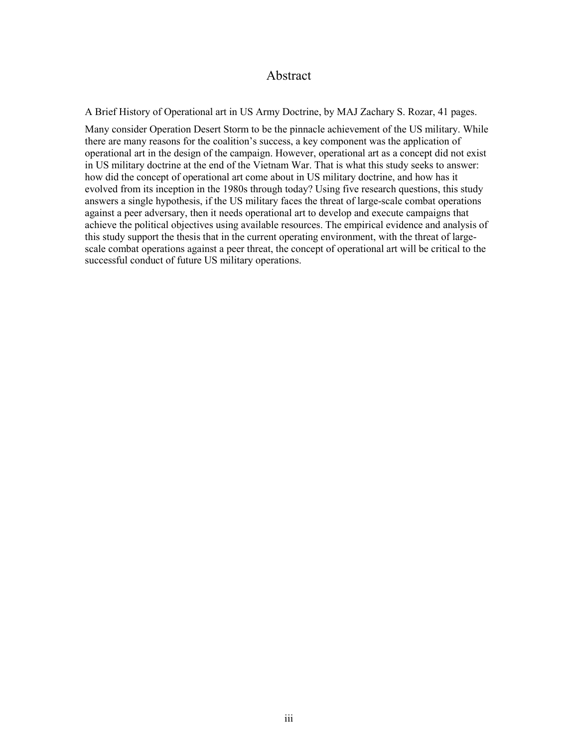# Abstract

A Brief History of Operational art in US Army Doctrine, by MAJ Zachary S. Rozar, 41 pages.

Many consider Operation Desert Storm to be the pinnacle achievement of the US military. While there are many reasons for the coalition's success, a key component was the application of operational art in the design of the campaign. However, operational art as a concept did not exist in US military doctrine at the end of the Vietnam War. That is what this study seeks to answer: how did the concept of operational art come about in US military doctrine, and how has it evolved from its inception in the 1980s through today? Using five research questions, this study answers a single hypothesis, if the US military faces the threat of large-scale combat operations against a peer adversary, then it needs operational art to develop and execute campaigns that achieve the political objectives using available resources. The empirical evidence and analysis of this study support the thesis that in the current operating environment, with the threat of large-scale combat operations against a peer threat, the concept of operational art will be critical to the successful conduct of future US military operations.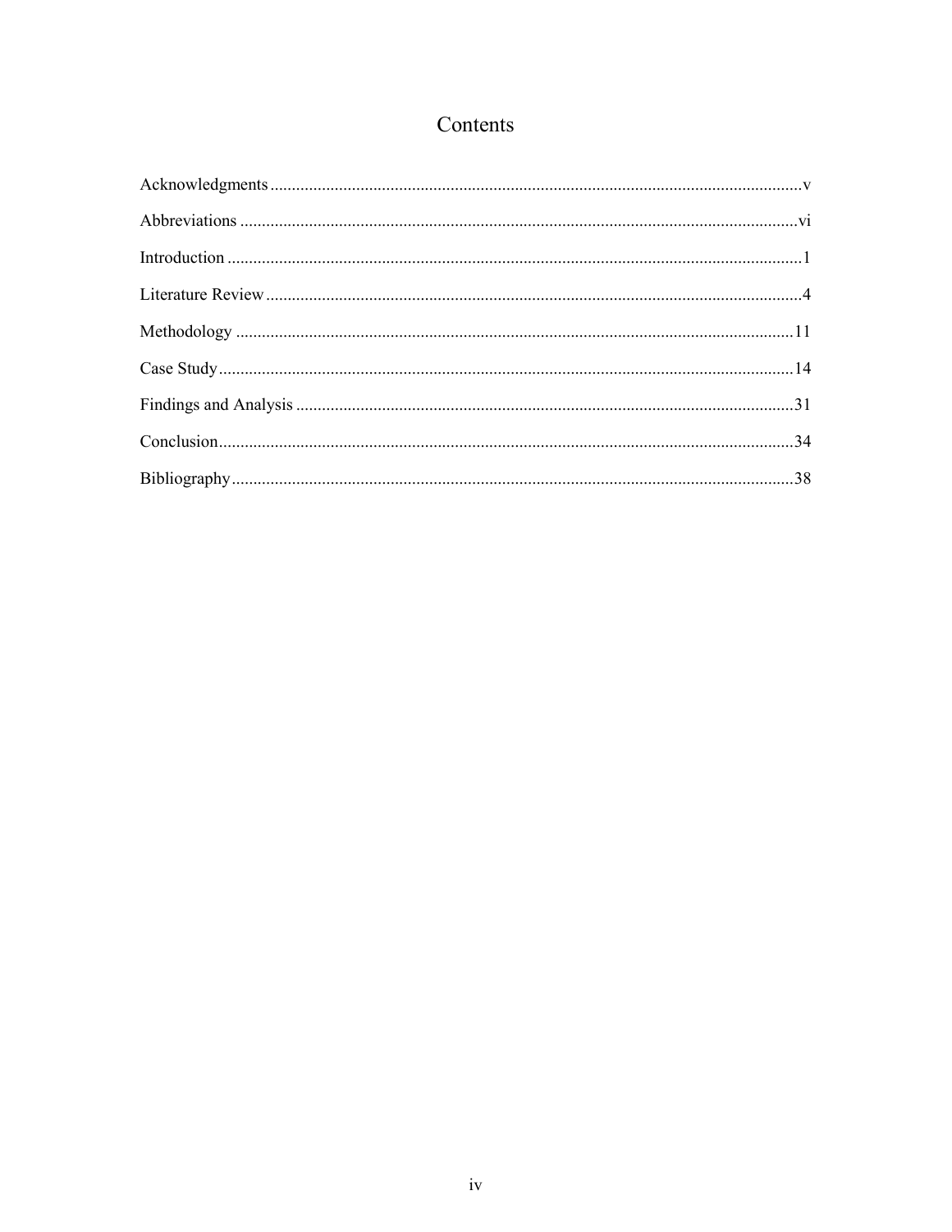# Contents

Acknowledgments .......... v

Abbreviations .......... vi

Introduction .......... 1

Literature Review .......... 4

Methodology .......... 11

Case Study .......... 14

Findings and Analysis .......... 31

Conclusion .......... 34

Bibliography .......... 38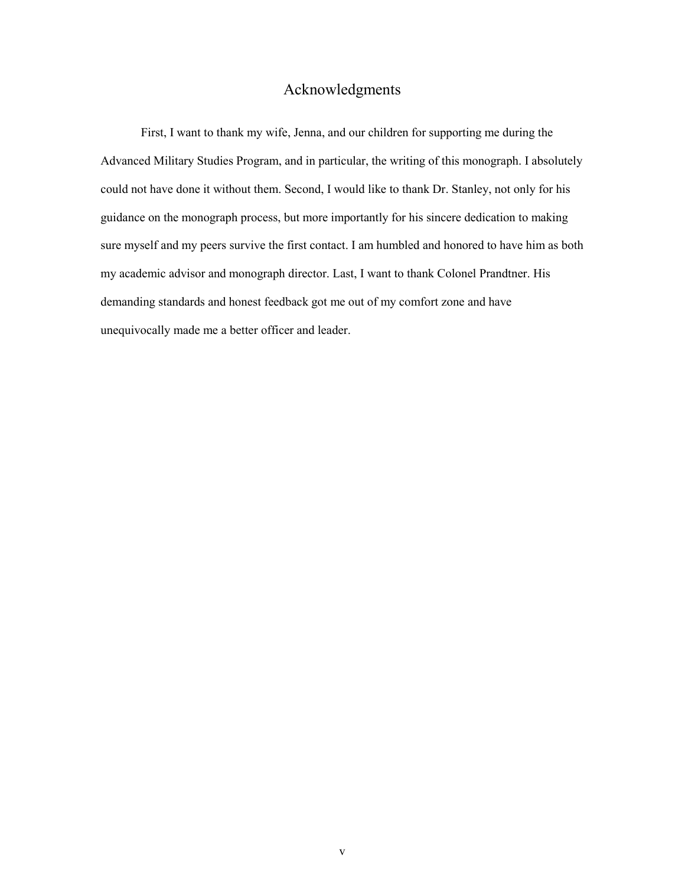# Acknowledgments

First, I want to thank my wife, Jenna, and our children for supporting me during the Advanced Military Studies Program, and in particular, the writing of this monograph. I absolutely could not have done it without them. Second, I would like to thank Dr. Stanley, not only for his guidance on the monograph process, but more importantly for his sincere dedication to making sure myself and my peers survive the first contact. I am humbled and honored to have him as both my academic advisor and monograph director. Last, I want to thank Colonel Prandtner. His demanding standards and honest feedback got me out of my comfort zone and have unequivocally made me a better officer and leader.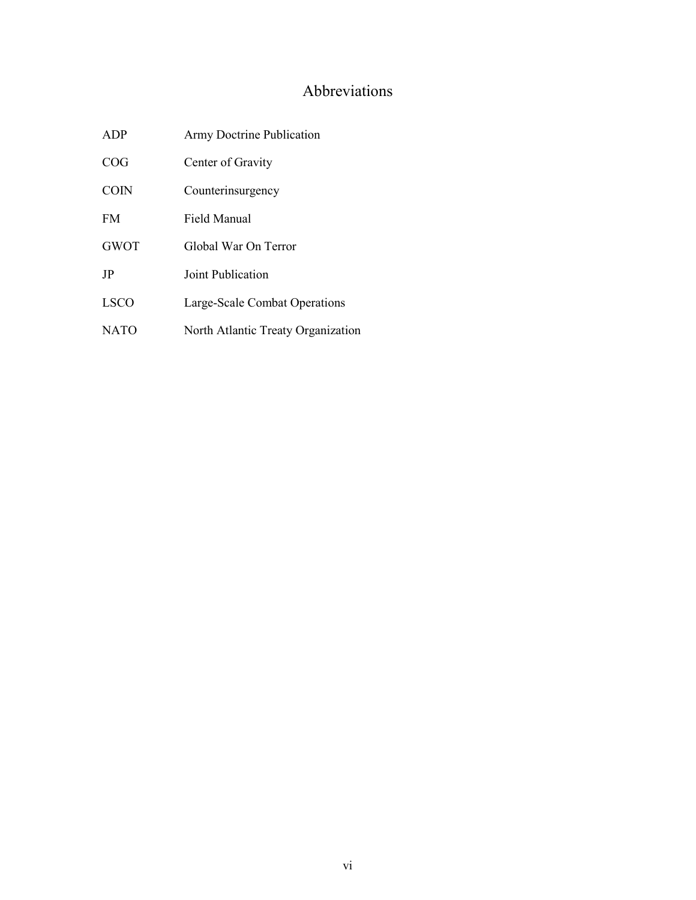# Abbreviations

| | |
|---|---|
| ADP | Army Doctrine Publication |
| COG | Center of Gravity |
| COIN | Counterinsurgency |
| FM | Field Manual |
| GWOT | Global War On Terror |
| JP | Joint Publication |
| LSCO | Large-Scale Combat Operations |
| NATO | North Atlantic Treaty Organization |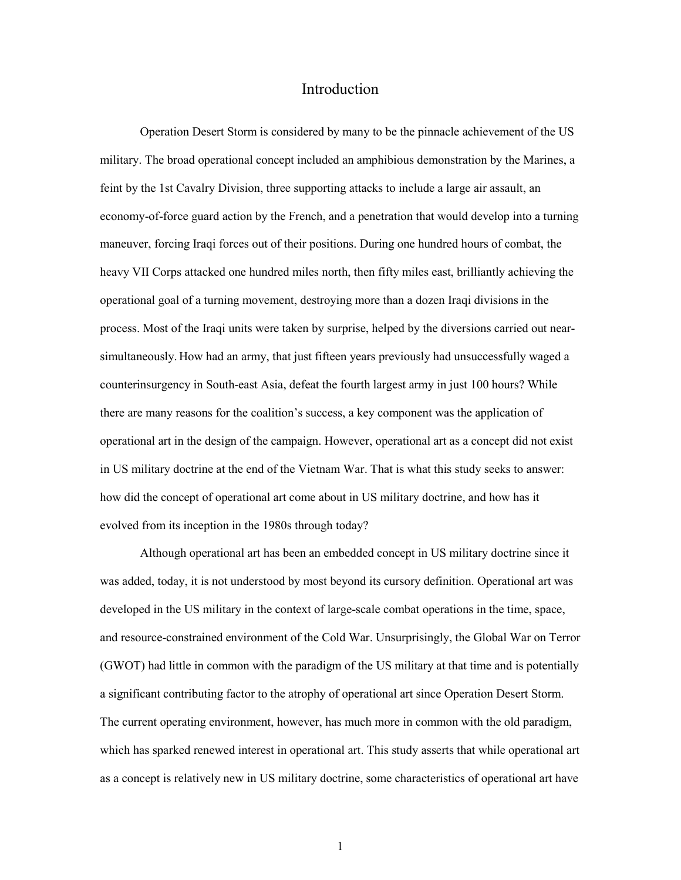# Introduction

Operation Desert Storm is considered by many to be the pinnacle achievement of the US military. The broad operational concept included an amphibious demonstration by the Marines, a feint by the 1st Cavalry Division, three supporting attacks to include a large air assault, an economy-of-force guard action by the French, and a penetration that would develop into a turning maneuver, forcing Iraqi forces out of their positions. During one hundred hours of combat, the heavy VII Corps attacked one hundred miles north, then fifty miles east, brilliantly achieving the operational goal of a turning movement, destroying more than a dozen Iraqi divisions in the process. Most of the Iraqi units were taken by surprise, helped by the diversions carried out near-simultaneously. How had an army, that just fifteen years previously had unsuccessfully waged a counterinsurgency in South-east Asia, defeat the fourth largest army in just 100 hours? While there are many reasons for the coalition's success, a key component was the application of operational art in the design of the campaign. However, operational art as a concept did not exist in US military doctrine at the end of the Vietnam War. That is what this study seeks to answer: how did the concept of operational art come about in US military doctrine, and how has it evolved from its inception in the 1980s through today?

Although operational art has been an embedded concept in US military doctrine since it was added, today, it is not understood by most beyond its cursory definition. Operational art was developed in the US military in the context of large-scale combat operations in the time, space, and resource-constrained environment of the Cold War. Unsurprisingly, the Global War on Terror (GWOT) had little in common with the paradigm of the US military at that time and is potentially a significant contributing factor to the atrophy of operational art since Operation Desert Storm. The current operating environment, however, has much more in common with the old paradigm, which has sparked renewed interest in operational art. This study asserts that while operational art as a concept is relatively new in US military doctrine, some characteristics of operational art have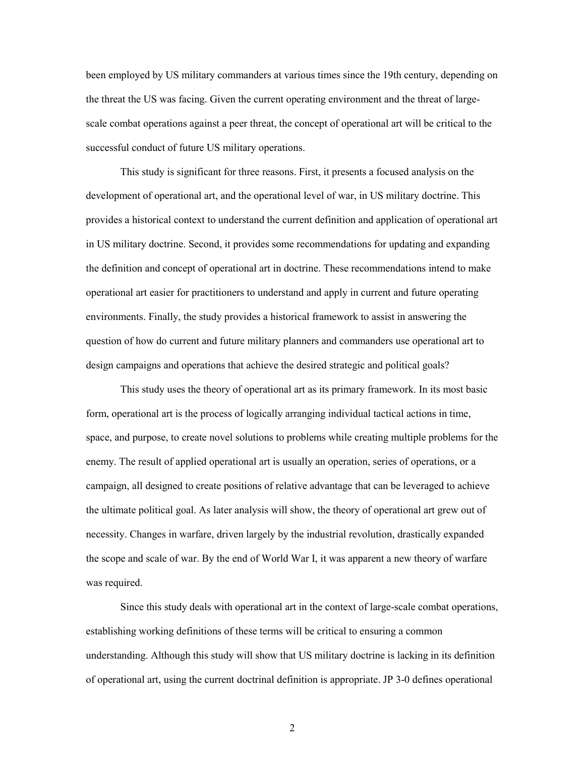been employed by US military commanders at various times since the 19th century, depending on the threat the US was facing. Given the current operating environment and the threat of large-scale combat operations against a peer threat, the concept of operational art will be critical to the successful conduct of future US military operations.

This study is significant for three reasons. First, it presents a focused analysis on the development of operational art, and the operational level of war, in US military doctrine. This provides a historical context to understand the current definition and application of operational art in US military doctrine. Second, it provides some recommendations for updating and expanding the definition and concept of operational art in doctrine. These recommendations intend to make operational art easier for practitioners to understand and apply in current and future operating environments. Finally, the study provides a historical framework to assist in answering the question of how do current and future military planners and commanders use operational art to design campaigns and operations that achieve the desired strategic and political goals?

This study uses the theory of operational art as its primary framework. In its most basic form, operational art is the process of logically arranging individual tactical actions in time, space, and purpose, to create novel solutions to problems while creating multiple problems for the enemy. The result of applied operational art is usually an operation, series of operations, or a campaign, all designed to create positions of relative advantage that can be leveraged to achieve the ultimate political goal. As later analysis will show, the theory of operational art grew out of necessity. Changes in warfare, driven largely by the industrial revolution, drastically expanded the scope and scale of war. By the end of World War I, it was apparent a new theory of warfare was required.

Since this study deals with operational art in the context of large-scale combat operations, establishing working definitions of these terms will be critical to ensuring a common understanding. Although this study will show that US military doctrine is lacking in its definition of operational art, using the current doctrinal definition is appropriate. JP 3-0 defines operational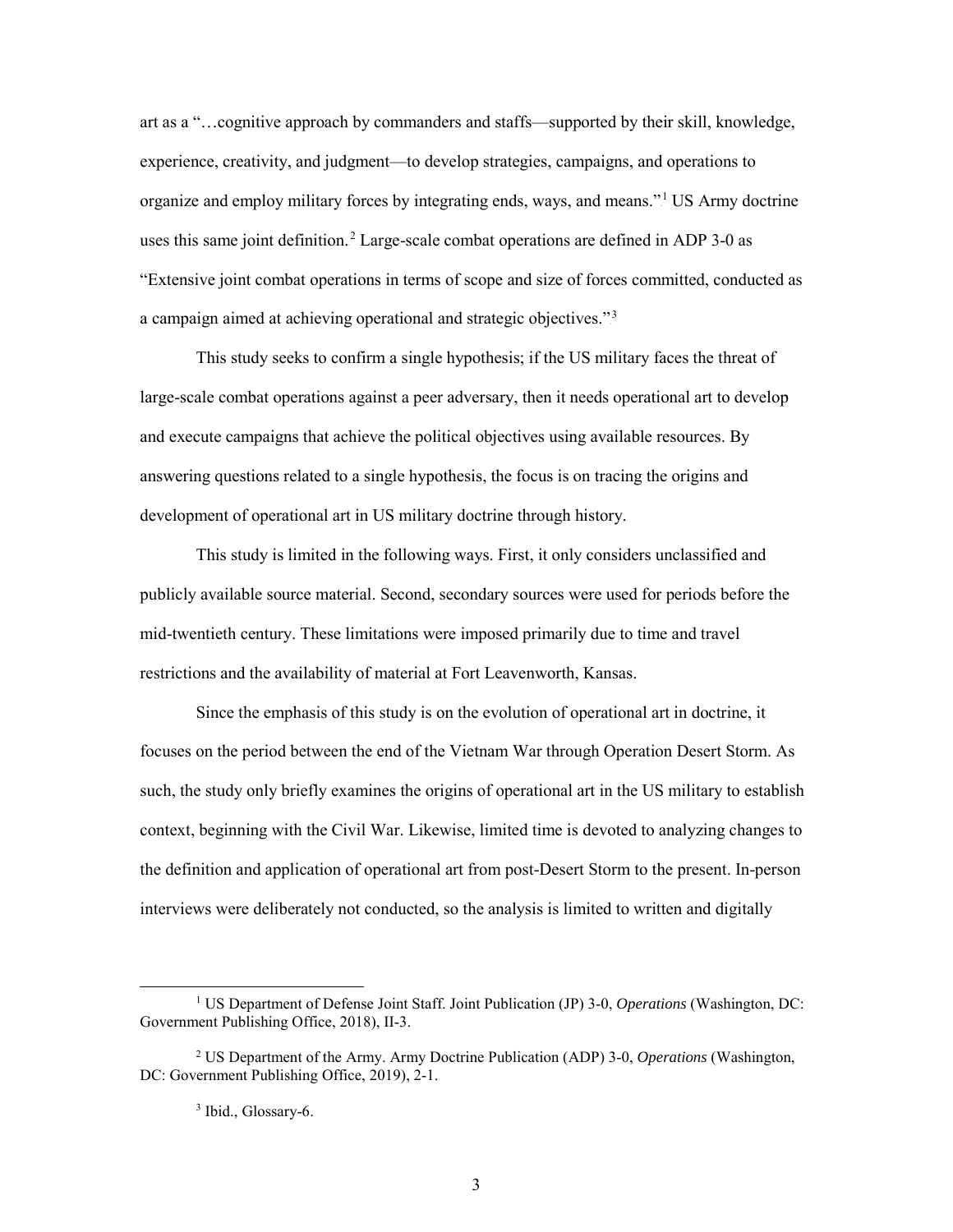art as a "…cognitive approach by commanders and staffs—supported by their skill, knowledge, experience, creativity, and judgment—to develop strategies, campaigns, and operations to organize and employ military forces by integrating ends, ways, and means."[1] US Army doctrine uses this same joint definition.[2] Large-scale combat operations are defined in ADP 3-0 as "Extensive joint combat operations in terms of scope and size of forces committed, conducted as a campaign aimed at achieving operational and strategic objectives."[3]

This study seeks to confirm a single hypothesis; if the US military faces the threat of large-scale combat operations against a peer adversary, then it needs operational art to develop and execute campaigns that achieve the political objectives using available resources. By answering questions related to a single hypothesis, the focus is on tracing the origins and development of operational art in US military doctrine through history.

This study is limited in the following ways. First, it only considers unclassified and publicly available source material. Second, secondary sources were used for periods before the mid-twentieth century. These limitations were imposed primarily due to time and travel restrictions and the availability of material at Fort Leavenworth, Kansas.

Since the emphasis of this study is on the evolution of operational art in doctrine, it focuses on the period between the end of the Vietnam War through Operation Desert Storm. As such, the study only briefly examines the origins of operational art in the US military to establish context, beginning with the Civil War. Likewise, limited time is devoted to analyzing changes to the definition and application of operational art from post-Desert Storm to the present. In-person interviews were deliberately not conducted, so the analysis is limited to written and digitally

---

[1] US Department of Defense Joint Staff. Joint Publication (JP) 3-0, *Operations* (Washington, DC: Government Publishing Office, 2018), II-3.

[2] US Department of the Army. Army Doctrine Publication (ADP) 3-0, *Operations* (Washington, DC: Government Publishing Office, 2019), 2-1.

[3] Ibid., Glossary-6.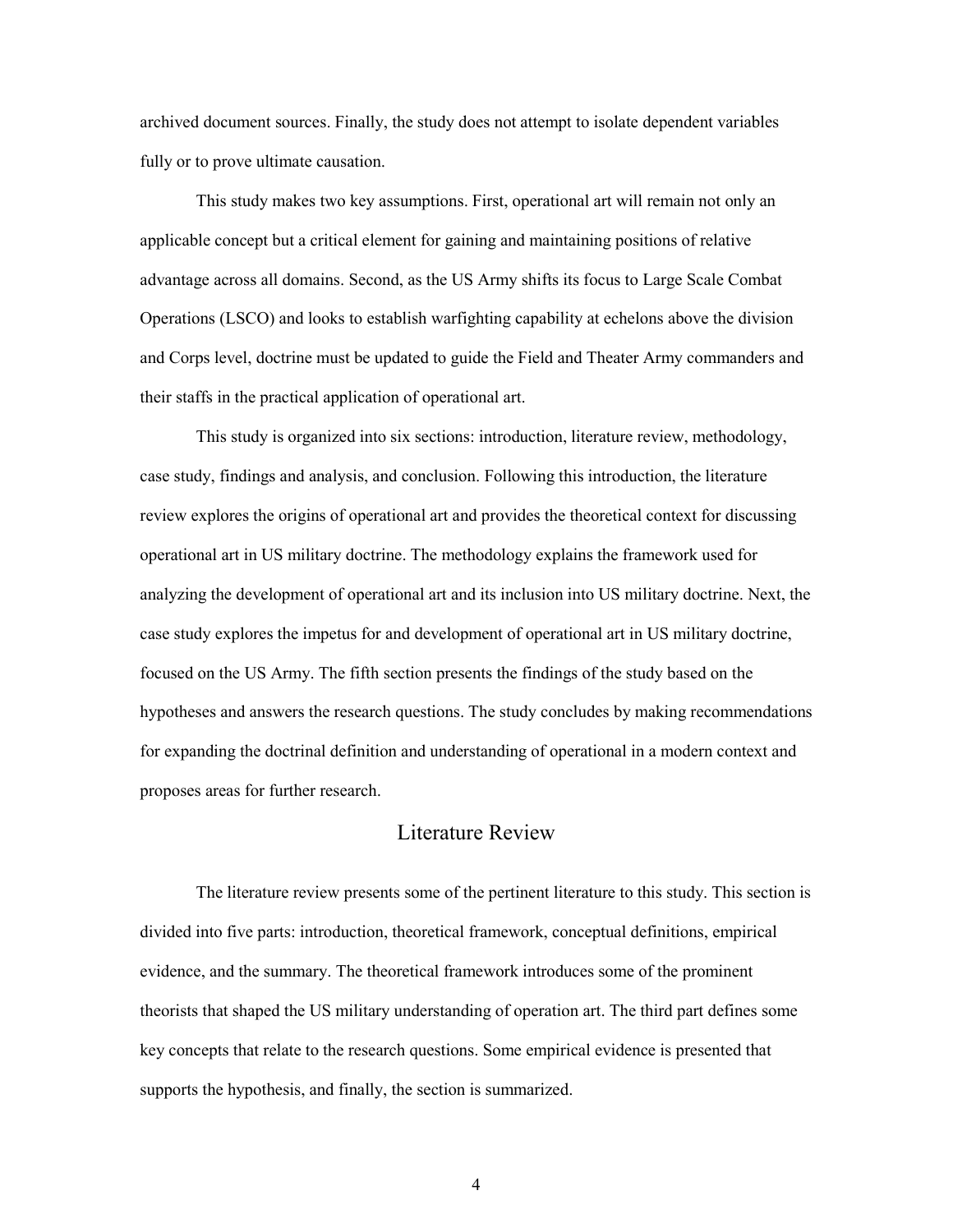archived document sources. Finally, the study does not attempt to isolate dependent variables fully or to prove ultimate causation.

This study makes two key assumptions. First, operational art will remain not only an applicable concept but a critical element for gaining and maintaining positions of relative advantage across all domains. Second, as the US Army shifts its focus to Large Scale Combat Operations (LSCO) and looks to establish warfighting capability at echelons above the division and Corps level, doctrine must be updated to guide the Field and Theater Army commanders and their staffs in the practical application of operational art.

This study is organized into six sections: introduction, literature review, methodology, case study, findings and analysis, and conclusion. Following this introduction, the literature review explores the origins of operational art and provides the theoretical context for discussing operational art in US military doctrine. The methodology explains the framework used for analyzing the development of operational art and its inclusion into US military doctrine. Next, the case study explores the impetus for and development of operational art in US military doctrine, focused on the US Army. The fifth section presents the findings of the study based on the hypotheses and answers the research questions. The study concludes by making recommendations for expanding the doctrinal definition and understanding of operational in a modern context and proposes areas for further research.

## Literature Review

The literature review presents some of the pertinent literature to this study. This section is divided into five parts: introduction, theoretical framework, conceptual definitions, empirical evidence, and the summary. The theoretical framework introduces some of the prominent theorists that shaped the US military understanding of operation art. The third part defines some key concepts that relate to the research questions. Some empirical evidence is presented that supports the hypothesis, and finally, the section is summarized.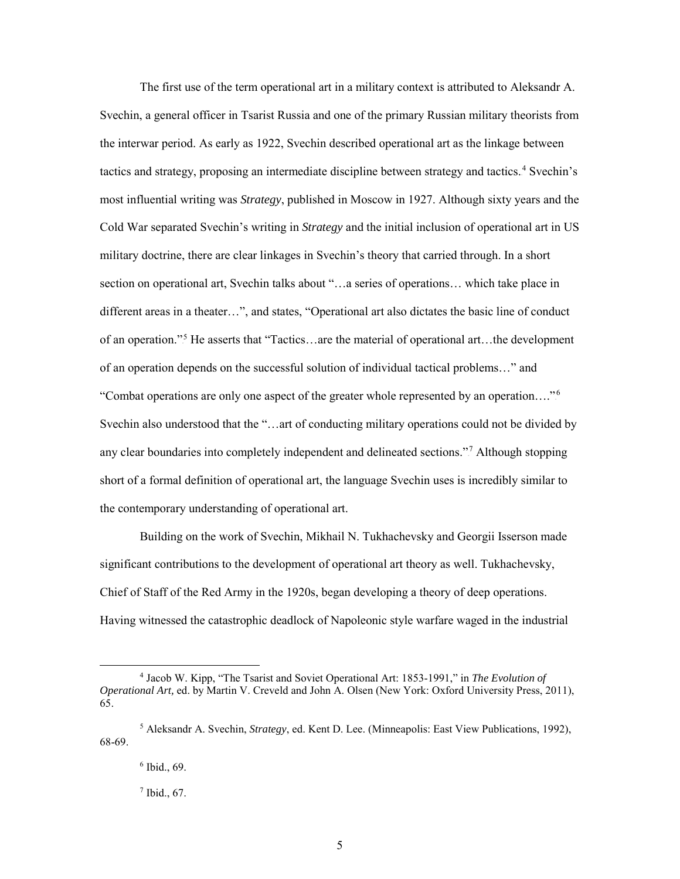The first use of the term operational art in a military context is attributed to Aleksandr A. Svechin, a general officer in Tsarist Russia and one of the primary Russian military theorists from the interwar period. As early as 1922, Svechin described operational art as the linkage between tactics and strategy, proposing an intermediate discipline between strategy and tactics.[4] Svechin's most influential writing was *Strategy*, published in Moscow in 1927. Although sixty years and the Cold War separated Svechin's writing in *Strategy* and the initial inclusion of operational art in US military doctrine, there are clear linkages in Svechin's theory that carried through. In a short section on operational art, Svechin talks about "…a series of operations… which take place in different areas in a theater…", and states, "Operational art also dictates the basic line of conduct of an operation."[5] He asserts that "Tactics…are the material of operational art…the development of an operation depends on the successful solution of individual tactical problems…" and "Combat operations are only one aspect of the greater whole represented by an operation…."[6] Svechin also understood that the "…art of conducting military operations could not be divided by any clear boundaries into completely independent and delineated sections."[7] Although stopping short of a formal definition of operational art, the language Svechin uses is incredibly similar to the contemporary understanding of operational art.

Building on the work of Svechin, Mikhail N. Tukhachevsky and Georgii Isserson made significant contributions to the development of operational art theory as well. Tukhachevsky, Chief of Staff of the Red Army in the 1920s, began developing a theory of deep operations. Having witnessed the catastrophic deadlock of Napoleonic style warfare waged in the industrial

---

[4] Jacob W. Kipp, "The Tsarist and Soviet Operational Art: 1853-1991," in *The Evolution of Operational Art,* ed. by Martin V. Creveld and John A. Olsen (New York: Oxford University Press, 2011), 65.

[5] Aleksandr A. Svechin, *Strategy*, ed. Kent D. Lee. (Minneapolis: East View Publications, 1992), 68-69.

[6] Ibid., 69.

[7] Ibid., 67.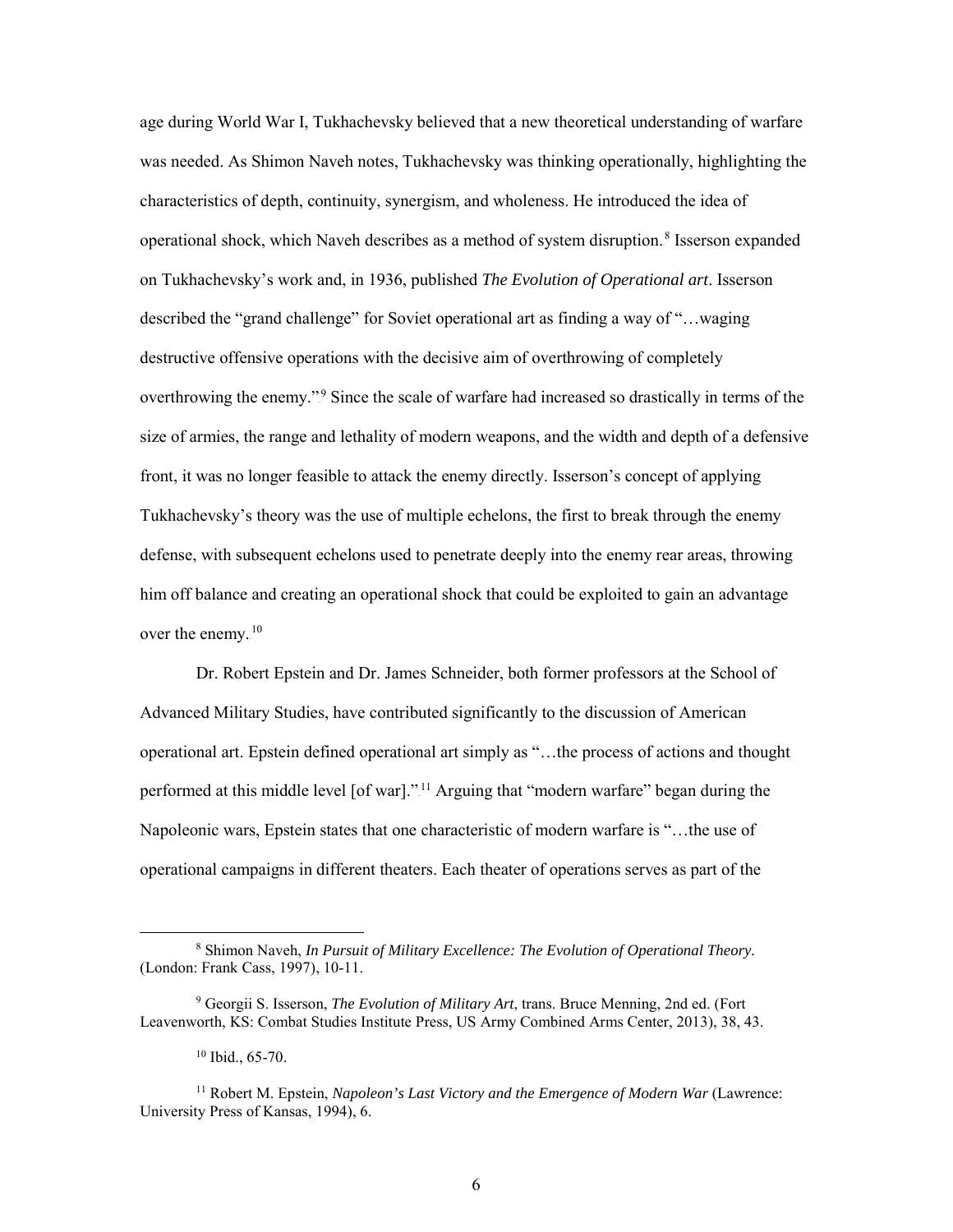age during World War I, Tukhachevsky believed that a new theoretical understanding of warfare was needed. As Shimon Naveh notes, Tukhachevsky was thinking operationally, highlighting the characteristics of depth, continuity, synergism, and wholeness. He introduced the idea of operational shock, which Naveh describes as a method of system disruption.[8] Isserson expanded on Tukhachevsky's work and, in 1936, published *The Evolution of Operational art*. Isserson described the "grand challenge" for Soviet operational art as finding a way of "…waging destructive offensive operations with the decisive aim of overthrowing of completely overthrowing the enemy."[9] Since the scale of warfare had increased so drastically in terms of the size of armies, the range and lethality of modern weapons, and the width and depth of a defensive front, it was no longer feasible to attack the enemy directly. Isserson's concept of applying Tukhachevsky's theory was the use of multiple echelons, the first to break through the enemy defense, with subsequent echelons used to penetrate deeply into the enemy rear areas, throwing him off balance and creating an operational shock that could be exploited to gain an advantage over the enemy.[10]

Dr. Robert Epstein and Dr. James Schneider, both former professors at the School of Advanced Military Studies, have contributed significantly to the discussion of American operational art. Epstein defined operational art simply as "…the process of actions and thought performed at this middle level [of war]."[11] Arguing that "modern warfare" began during the Napoleonic wars, Epstein states that one characteristic of modern warfare is "…the use of operational campaigns in different theaters. Each theater of operations serves as part of the

---

[8] Shimon Naveh, *In Pursuit of Military Excellence: The Evolution of Operational Theory.* (London: Frank Cass, 1997), 10-11.

[9] Georgii S. Isserson, *The Evolution of Military Art*, trans. Bruce Menning, 2nd ed. (Fort Leavenworth, KS: Combat Studies Institute Press, US Army Combined Arms Center, 2013), 38, 43.

[10] Ibid., 65-70.

[11] Robert M. Epstein, *Napoleon's Last Victory and the Emergence of Modern War* (Lawrence: University Press of Kansas, 1994), 6.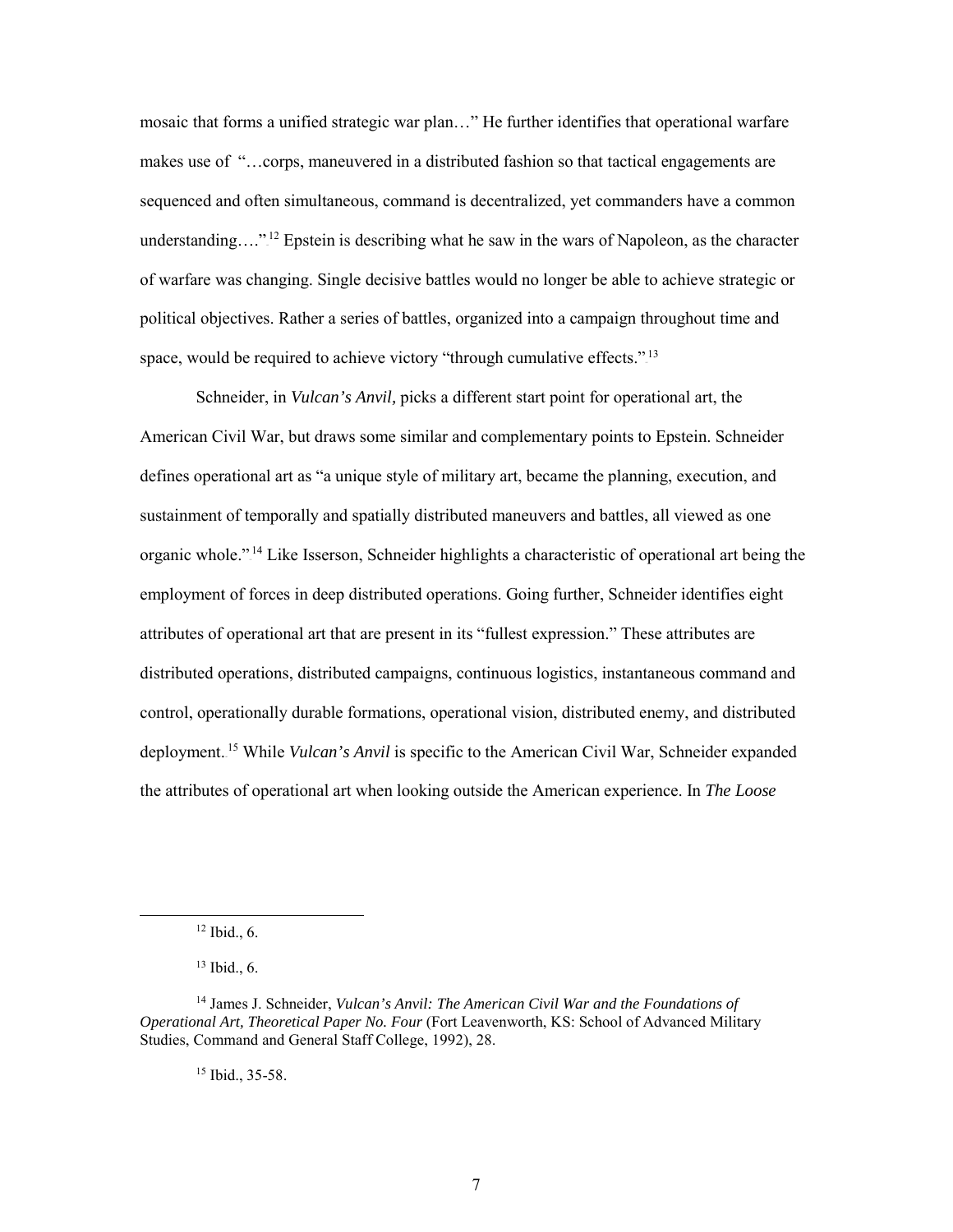mosaic that forms a unified strategic war plan…" He further identifies that operational warfare makes use of "…corps, maneuvered in a distributed fashion so that tactical engagements are sequenced and often simultaneous, command is decentralized, yet commanders have a common understanding…."[12] Epstein is describing what he saw in the wars of Napoleon, as the character of warfare was changing. Single decisive battles would no longer be able to achieve strategic or political objectives. Rather a series of battles, organized into a campaign throughout time and space, would be required to achieve victory "through cumulative effects."[13]

Schneider, in *Vulcan's Anvil,* picks a different start point for operational art, the American Civil War, but draws some similar and complementary points to Epstein. Schneider defines operational art as "a unique style of military art, became the planning, execution, and sustainment of temporally and spatially distributed maneuvers and battles, all viewed as one organic whole."[14] Like Isserson, Schneider highlights a characteristic of operational art being the employment of forces in deep distributed operations. Going further, Schneider identifies eight attributes of operational art that are present in its "fullest expression." These attributes are distributed operations, distributed campaigns, continuous logistics, instantaneous command and control, operationally durable formations, operational vision, distributed enemy, and distributed deployment.[15] While *Vulcan's Anvil* is specific to the American Civil War, Schneider expanded the attributes of operational art when looking outside the American experience. In *The Loose*

---

[12] Ibid., 6.

[13] Ibid., 6.

[14] James J. Schneider, *Vulcan's Anvil: The American Civil War and the Foundations of Operational Art, Theoretical Paper No. Four* (Fort Leavenworth, KS: School of Advanced Military Studies, Command and General Staff College, 1992), 28.

[15] Ibid., 35-58.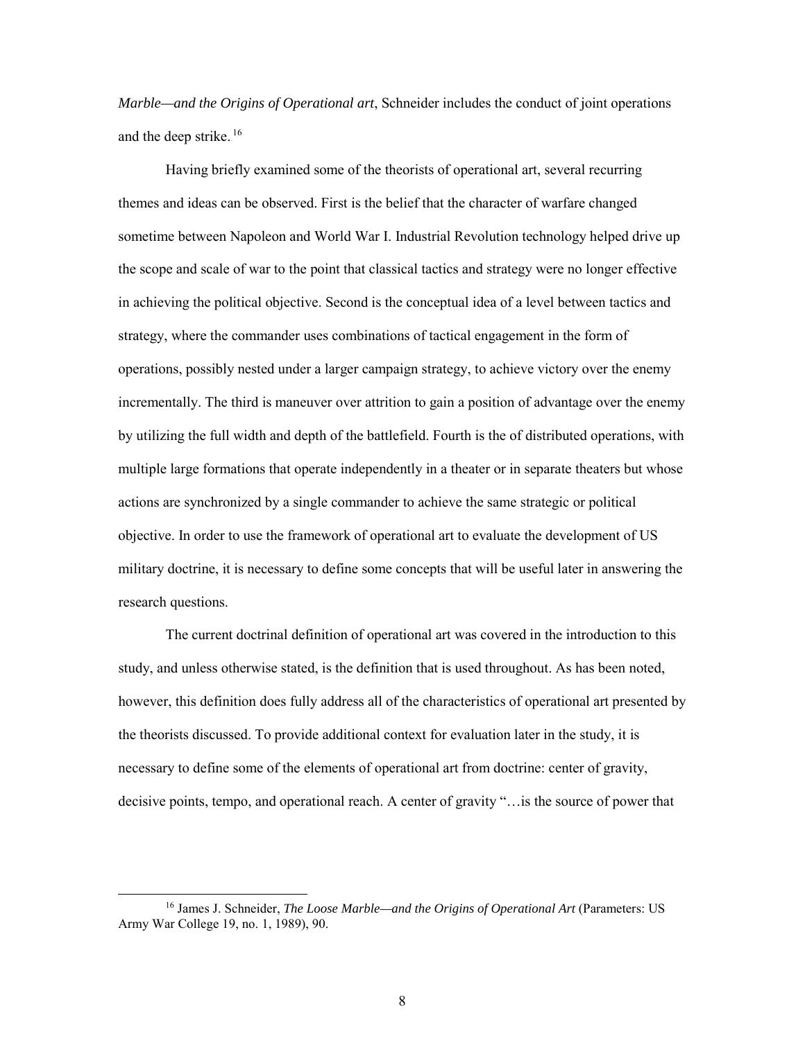*Marble—and the Origins of Operational art*, Schneider includes the conduct of joint operations and the deep strike.[16]

Having briefly examined some of the theorists of operational art, several recurring themes and ideas can be observed. First is the belief that the character of warfare changed sometime between Napoleon and World War I. Industrial Revolution technology helped drive up the scope and scale of war to the point that classical tactics and strategy were no longer effective in achieving the political objective. Second is the conceptual idea of a level between tactics and strategy, where the commander uses combinations of tactical engagement in the form of operations, possibly nested under a larger campaign strategy, to achieve victory over the enemy incrementally. The third is maneuver over attrition to gain a position of advantage over the enemy by utilizing the full width and depth of the battlefield. Fourth is the of distributed operations, with multiple large formations that operate independently in a theater or in separate theaters but whose actions are synchronized by a single commander to achieve the same strategic or political objective. In order to use the framework of operational art to evaluate the development of US military doctrine, it is necessary to define some concepts that will be useful later in answering the research questions.

The current doctrinal definition of operational art was covered in the introduction to this study, and unless otherwise stated, is the definition that is used throughout. As has been noted, however, this definition does fully address all of the characteristics of operational art presented by the theorists discussed. To provide additional context for evaluation later in the study, it is necessary to define some of the elements of operational art from doctrine: center of gravity, decisive points, tempo, and operational reach. A center of gravity "…is the source of power that

---

[16] James J. Schneider, *The Loose Marble—and the Origins of Operational Art* (Parameters: US Army War College 19, no. 1, 1989), 90.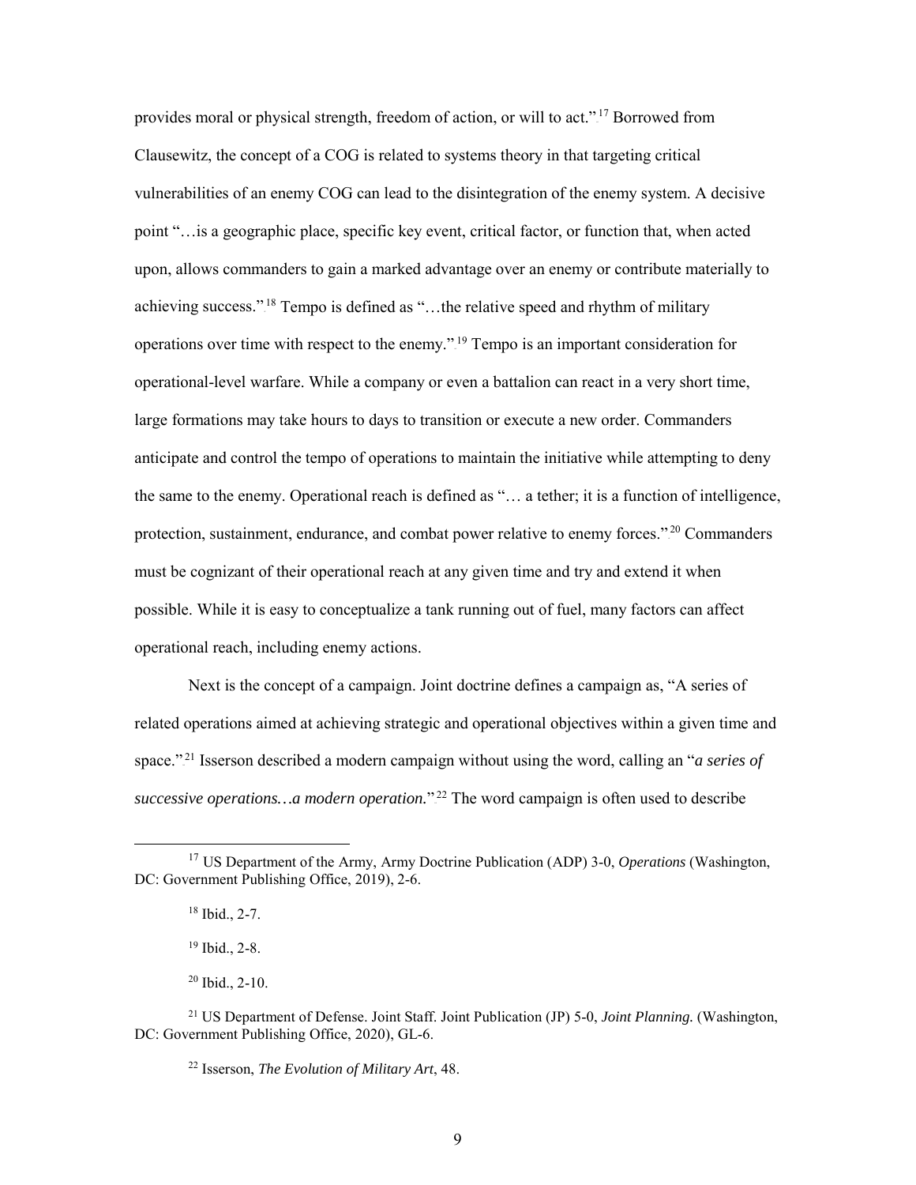provides moral or physical strength, freedom of action, or will to act."[17] Borrowed from Clausewitz, the concept of a COG is related to systems theory in that targeting critical vulnerabilities of an enemy COG can lead to the disintegration of the enemy system. A decisive point "…is a geographic place, specific key event, critical factor, or function that, when acted upon, allows commanders to gain a marked advantage over an enemy or contribute materially to achieving success."[18] Tempo is defined as "…the relative speed and rhythm of military operations over time with respect to the enemy."[19] Tempo is an important consideration for operational-level warfare. While a company or even a battalion can react in a very short time, large formations may take hours to days to transition or execute a new order. Commanders anticipate and control the tempo of operations to maintain the initiative while attempting to deny the same to the enemy. Operational reach is defined as "… a tether; it is a function of intelligence, protection, sustainment, endurance, and combat power relative to enemy forces."[20] Commanders must be cognizant of their operational reach at any given time and try and extend it when possible. While it is easy to conceptualize a tank running out of fuel, many factors can affect operational reach, including enemy actions.

Next is the concept of a campaign. Joint doctrine defines a campaign as, "A series of related operations aimed at achieving strategic and operational objectives within a given time and space."[21] Isserson described a modern campaign without using the word, calling an "*a series of successive operations…a modern operation.*"[22] The word campaign is often used to describe

---

[17] US Department of the Army, Army Doctrine Publication (ADP) 3-0, *Operations* (Washington, DC: Government Publishing Office, 2019), 2-6.

[18] Ibid., 2-7.

[19] Ibid., 2-8.

[20] Ibid., 2-10.

[21] US Department of Defense. Joint Staff. Joint Publication (JP) 5-0, *Joint Planning.* (Washington, DC: Government Publishing Office, 2020), GL-6.

[22] Isserson, *The Evolution of Military Art*, 48.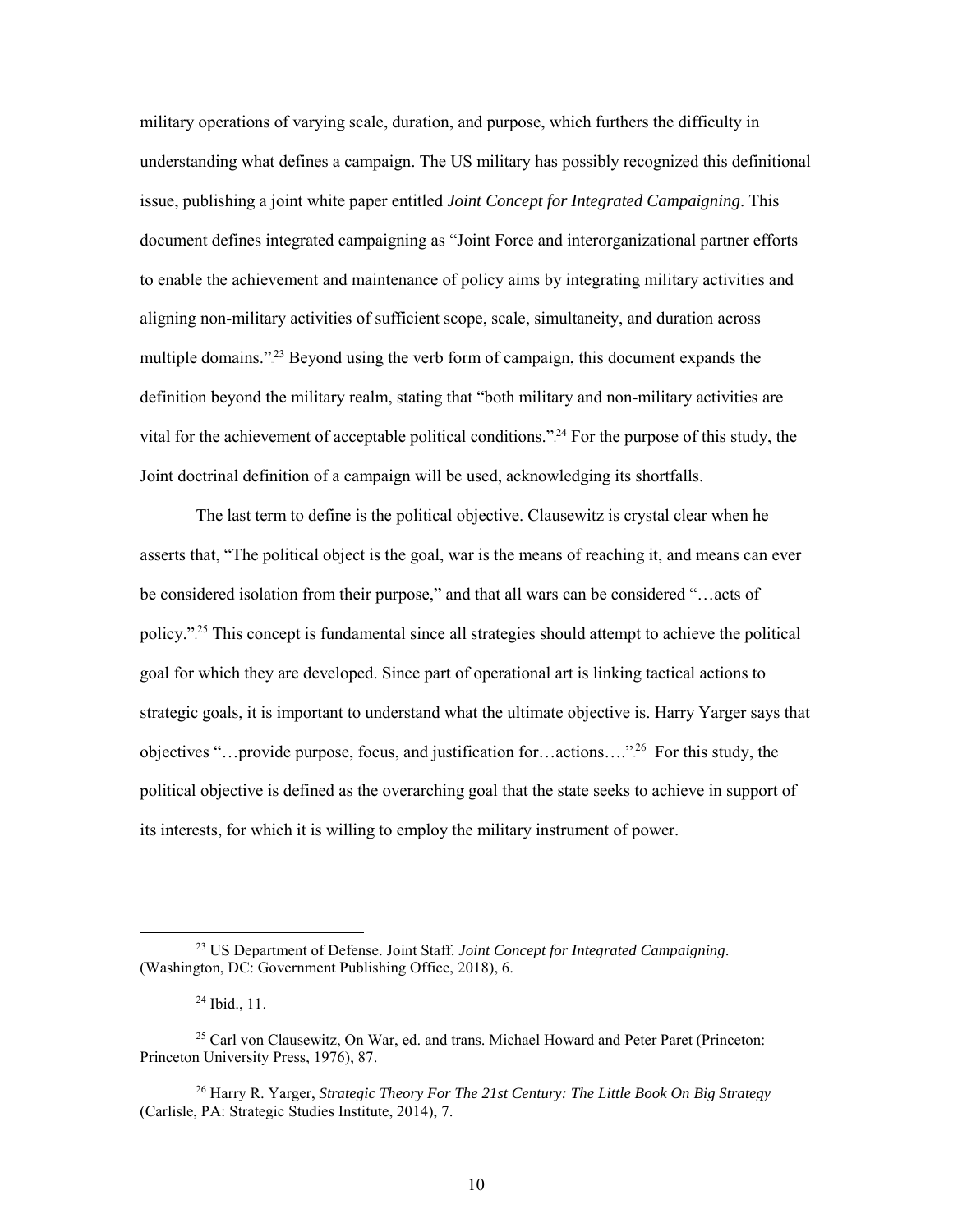military operations of varying scale, duration, and purpose, which furthers the difficulty in understanding what defines a campaign. The US military has possibly recognized this definitional issue, publishing a joint white paper entitled *Joint Concept for Integrated Campaigning*. This document defines integrated campaigning as "Joint Force and interorganizational partner efforts to enable the achievement and maintenance of policy aims by integrating military activities and aligning non-military activities of sufficient scope, scale, simultaneity, and duration across multiple domains."[23] Beyond using the verb form of campaign, this document expands the definition beyond the military realm, stating that "both military and non-military activities are vital for the achievement of acceptable political conditions."[24] For the purpose of this study, the Joint doctrinal definition of a campaign will be used, acknowledging its shortfalls.

The last term to define is the political objective. Clausewitz is crystal clear when he asserts that, "The political object is the goal, war is the means of reaching it, and means can ever be considered isolation from their purpose," and that all wars can be considered "…acts of policy."[25] This concept is fundamental since all strategies should attempt to achieve the political goal for which they are developed. Since part of operational art is linking tactical actions to strategic goals, it is important to understand what the ultimate objective is. Harry Yarger says that objectives "…provide purpose, focus, and justification for…actions…."[26] For this study, the political objective is defined as the overarching goal that the state seeks to achieve in support of its interests, for which it is willing to employ the military instrument of power.

---

[23] US Department of Defense. Joint Staff. *Joint Concept for Integrated Campaigning*. (Washington, DC: Government Publishing Office, 2018), 6.

[24] Ibid., 11.

[25] Carl von Clausewitz, On War, ed. and trans. Michael Howard and Peter Paret (Princeton: Princeton University Press, 1976), 87.

[26] Harry R. Yarger, *Strategic Theory For The 21st Century: The Little Book On Big Strategy* (Carlisle, PA: Strategic Studies Institute, 2014), 7.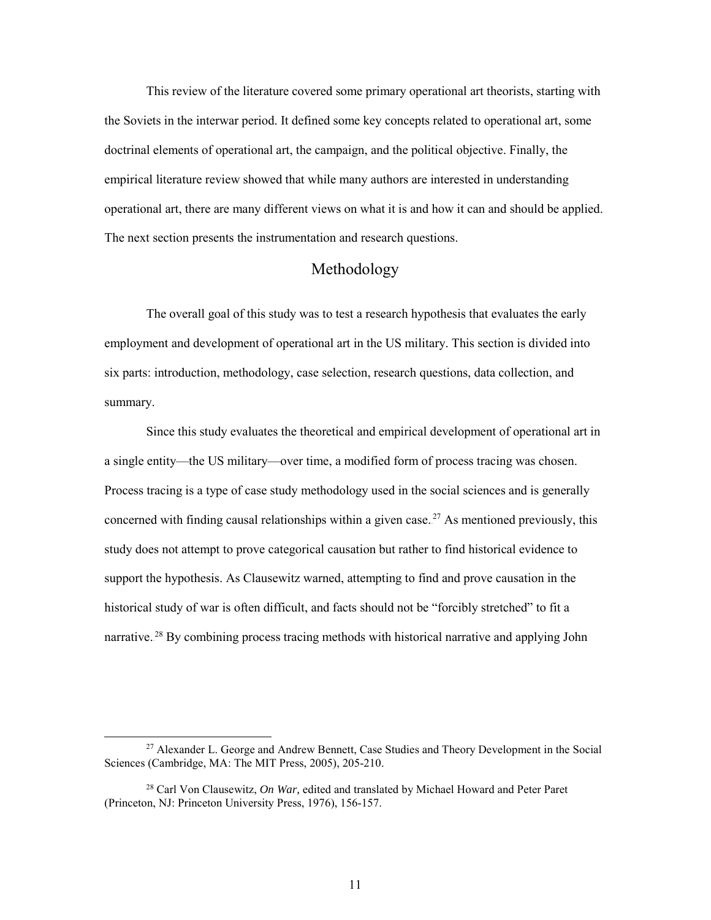This review of the literature covered some primary operational art theorists, starting with the Soviets in the interwar period. It defined some key concepts related to operational art, some doctrinal elements of operational art, the campaign, and the political objective. Finally, the empirical literature review showed that while many authors are interested in understanding operational art, there are many different views on what it is and how it can and should be applied. The next section presents the instrumentation and research questions.

## Methodology

The overall goal of this study was to test a research hypothesis that evaluates the early employment and development of operational art in the US military. This section is divided into six parts: introduction, methodology, case selection, research questions, data collection, and summary.

Since this study evaluates the theoretical and empirical development of operational art in a single entity—the US military—over time, a modified form of process tracing was chosen. Process tracing is a type of case study methodology used in the social sciences and is generally concerned with finding causal relationships within a given case.[27] As mentioned previously, this study does not attempt to prove categorical causation but rather to find historical evidence to support the hypothesis. As Clausewitz warned, attempting to find and prove causation in the historical study of war is often difficult, and facts should not be "forcibly stretched" to fit a narrative.[28] By combining process tracing methods with historical narrative and applying John

[27] Alexander L. George and Andrew Bennett, Case Studies and Theory Development in the Social Sciences (Cambridge, MA: The MIT Press, 2005), 205-210.

[28] Carl Von Clausewitz, *On War,* edited and translated by Michael Howard and Peter Paret (Princeton, NJ: Princeton University Press, 1976), 156-157.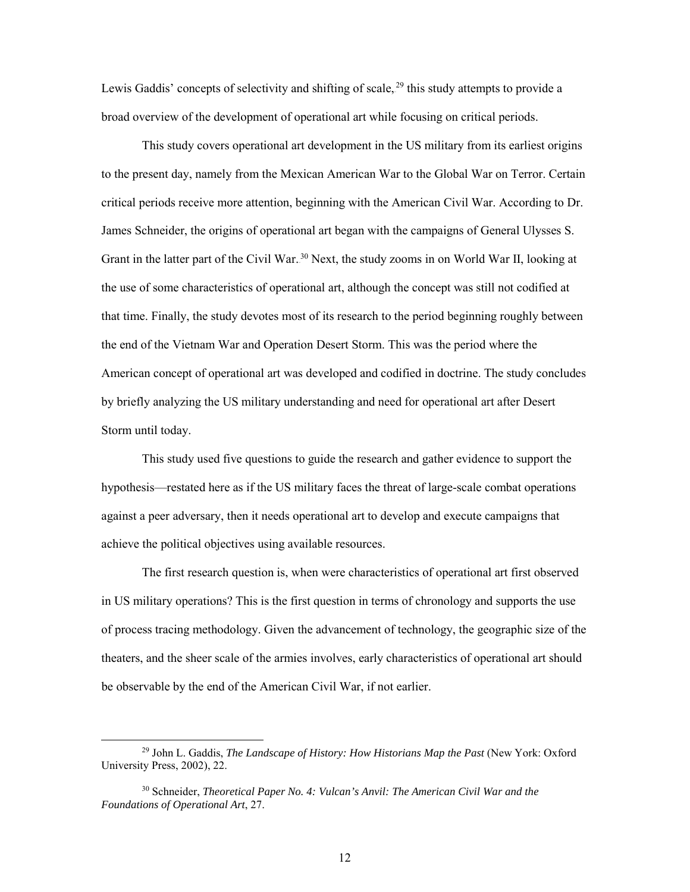Lewis Gaddis' concepts of selectivity and shifting of scale,[29] this study attempts to provide a broad overview of the development of operational art while focusing on critical periods.

This study covers operational art development in the US military from its earliest origins to the present day, namely from the Mexican American War to the Global War on Terror. Certain critical periods receive more attention, beginning with the American Civil War. According to Dr. James Schneider, the origins of operational art began with the campaigns of General Ulysses S. Grant in the latter part of the Civil War.[30] Next, the study zooms in on World War II, looking at the use of some characteristics of operational art, although the concept was still not codified at that time. Finally, the study devotes most of its research to the period beginning roughly between the end of the Vietnam War and Operation Desert Storm. This was the period where the American concept of operational art was developed and codified in doctrine. The study concludes by briefly analyzing the US military understanding and need for operational art after Desert Storm until today.

This study used five questions to guide the research and gather evidence to support the hypothesis—restated here as if the US military faces the threat of large-scale combat operations against a peer adversary, then it needs operational art to develop and execute campaigns that achieve the political objectives using available resources.

The first research question is, when were characteristics of operational art first observed in US military operations? This is the first question in terms of chronology and supports the use of process tracing methodology. Given the advancement of technology, the geographic size of the theaters, and the sheer scale of the armies involves, early characteristics of operational art should be observable by the end of the American Civil War, if not earlier.

---

[29] John L. Gaddis, *The Landscape of History: How Historians Map the Past* (New York: Oxford University Press, 2002), 22.

[30] Schneider, *Theoretical Paper No. 4: Vulcan's Anvil: The American Civil War and the Foundations of Operational Art*, 27.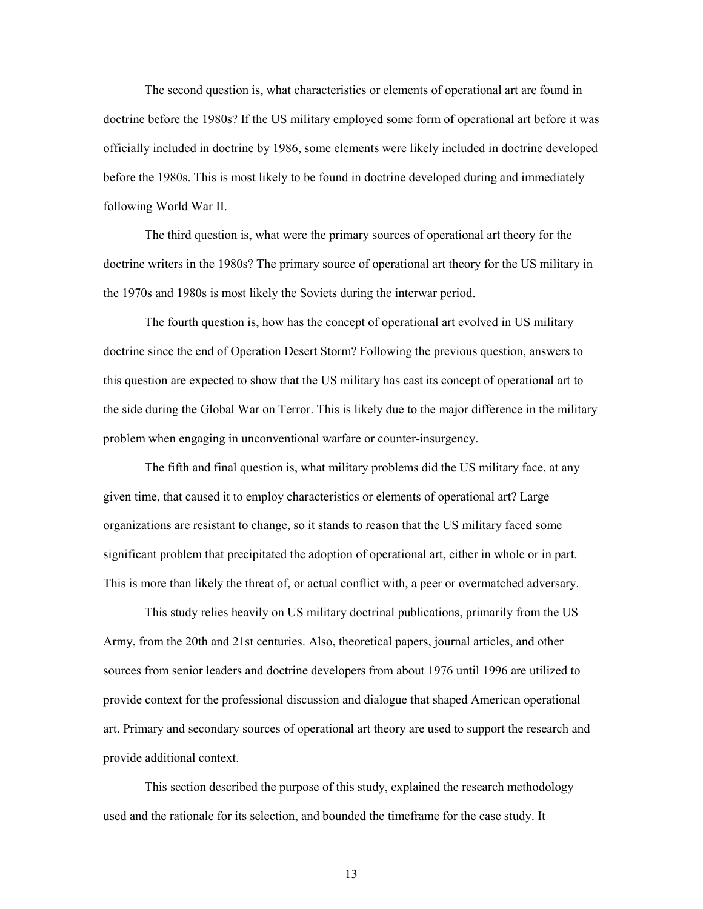The second question is, what characteristics or elements of operational art are found in doctrine before the 1980s? If the US military employed some form of operational art before it was officially included in doctrine by 1986, some elements were likely included in doctrine developed before the 1980s. This is most likely to be found in doctrine developed during and immediately following World War II.

The third question is, what were the primary sources of operational art theory for the doctrine writers in the 1980s? The primary source of operational art theory for the US military in the 1970s and 1980s is most likely the Soviets during the interwar period.

The fourth question is, how has the concept of operational art evolved in US military doctrine since the end of Operation Desert Storm? Following the previous question, answers to this question are expected to show that the US military has cast its concept of operational art to the side during the Global War on Terror. This is likely due to the major difference in the military problem when engaging in unconventional warfare or counter-insurgency.

The fifth and final question is, what military problems did the US military face, at any given time, that caused it to employ characteristics or elements of operational art? Large organizations are resistant to change, so it stands to reason that the US military faced some significant problem that precipitated the adoption of operational art, either in whole or in part. This is more than likely the threat of, or actual conflict with, a peer or overmatched adversary.

This study relies heavily on US military doctrinal publications, primarily from the US Army, from the 20th and 21st centuries. Also, theoretical papers, journal articles, and other sources from senior leaders and doctrine developers from about 1976 until 1996 are utilized to provide context for the professional discussion and dialogue that shaped American operational art. Primary and secondary sources of operational art theory are used to support the research and provide additional context.

This section described the purpose of this study, explained the research methodology used and the rationale for its selection, and bounded the timeframe for the case study. It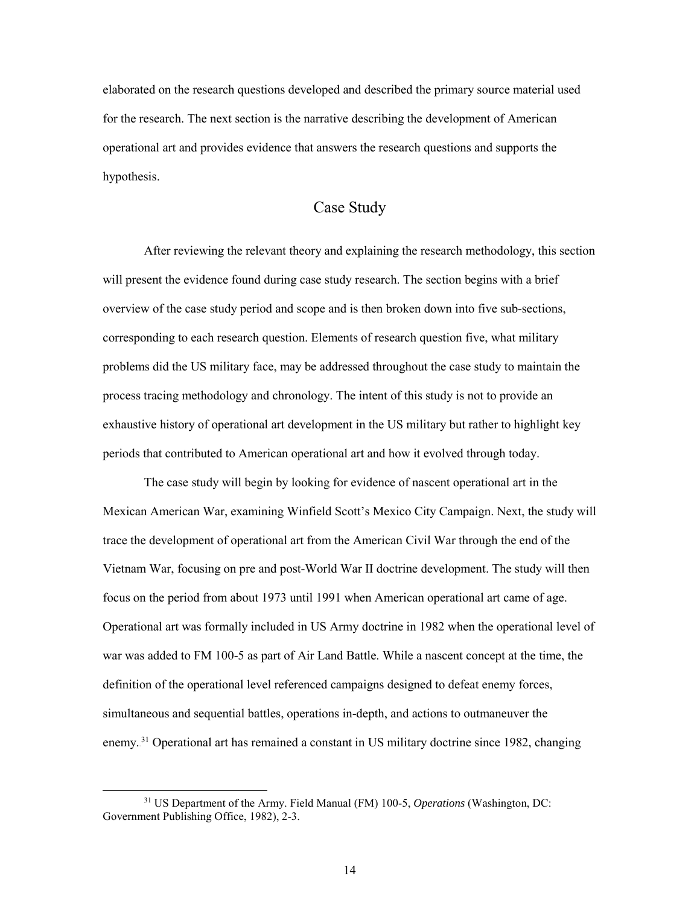elaborated on the research questions developed and described the primary source material used for the research. The next section is the narrative describing the development of American operational art and provides evidence that answers the research questions and supports the hypothesis.

## Case Study

After reviewing the relevant theory and explaining the research methodology, this section will present the evidence found during case study research. The section begins with a brief overview of the case study period and scope and is then broken down into five sub-sections, corresponding to each research question. Elements of research question five, what military problems did the US military face, may be addressed throughout the case study to maintain the process tracing methodology and chronology. The intent of this study is not to provide an exhaustive history of operational art development in the US military but rather to highlight key periods that contributed to American operational art and how it evolved through today.

The case study will begin by looking for evidence of nascent operational art in the Mexican American War, examining Winfield Scott's Mexico City Campaign. Next, the study will trace the development of operational art from the American Civil War through the end of the Vietnam War, focusing on pre and post-World War II doctrine development. The study will then focus on the period from about 1973 until 1991 when American operational art came of age. Operational art was formally included in US Army doctrine in 1982 when the operational level of war was added to FM 100-5 as part of Air Land Battle. While a nascent concept at the time, the definition of the operational level referenced campaigns designed to defeat enemy forces, simultaneous and sequential battles, operations in-depth, and actions to outmaneuver the enemy.[31] Operational art has remained a constant in US military doctrine since 1982, changing

---

[31] US Department of the Army. Field Manual (FM) 100-5, *Operations* (Washington, DC: Government Publishing Office, 1982), 2-3.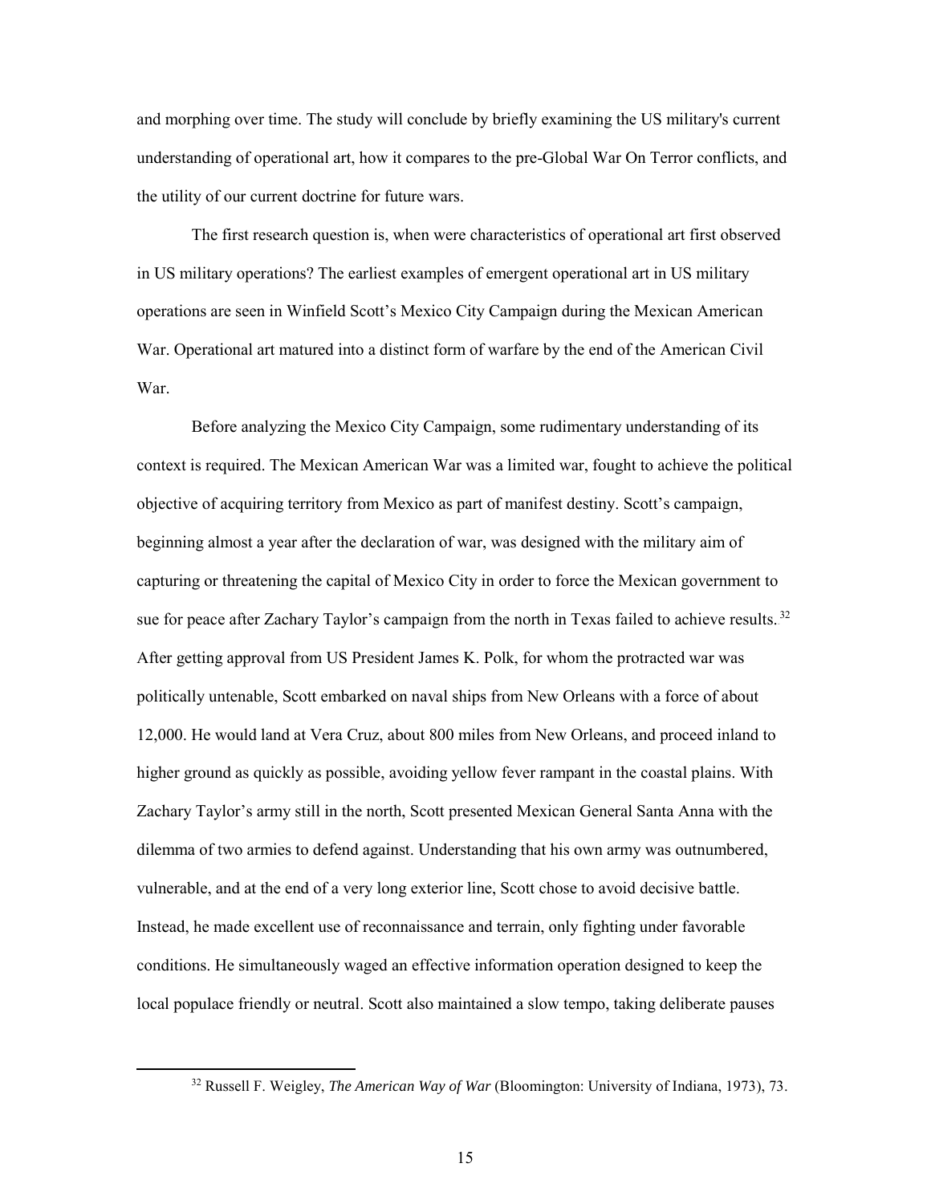and morphing over time. The study will conclude by briefly examining the US military's current understanding of operational art, how it compares to the pre-Global War On Terror conflicts, and the utility of our current doctrine for future wars.

The first research question is, when were characteristics of operational art first observed in US military operations? The earliest examples of emergent operational art in US military operations are seen in Winfield Scott's Mexico City Campaign during the Mexican American War. Operational art matured into a distinct form of warfare by the end of the American Civil War.

Before analyzing the Mexico City Campaign, some rudimentary understanding of its context is required. The Mexican American War was a limited war, fought to achieve the political objective of acquiring territory from Mexico as part of manifest destiny. Scott's campaign, beginning almost a year after the declaration of war, was designed with the military aim of capturing or threatening the capital of Mexico City in order to force the Mexican government to sue for peace after Zachary Taylor's campaign from the north in Texas failed to achieve results.[32] After getting approval from US President James K. Polk, for whom the protracted war was politically untenable, Scott embarked on naval ships from New Orleans with a force of about 12,000. He would land at Vera Cruz, about 800 miles from New Orleans, and proceed inland to higher ground as quickly as possible, avoiding yellow fever rampant in the coastal plains. With Zachary Taylor's army still in the north, Scott presented Mexican General Santa Anna with the dilemma of two armies to defend against. Understanding that his own army was outnumbered, vulnerable, and at the end of a very long exterior line, Scott chose to avoid decisive battle. Instead, he made excellent use of reconnaissance and terrain, only fighting under favorable conditions. He simultaneously waged an effective information operation designed to keep the local populace friendly or neutral. Scott also maintained a slow tempo, taking deliberate pauses

[32] Russell F. Weigley, *The American Way of War* (Bloomington: University of Indiana, 1973), 73.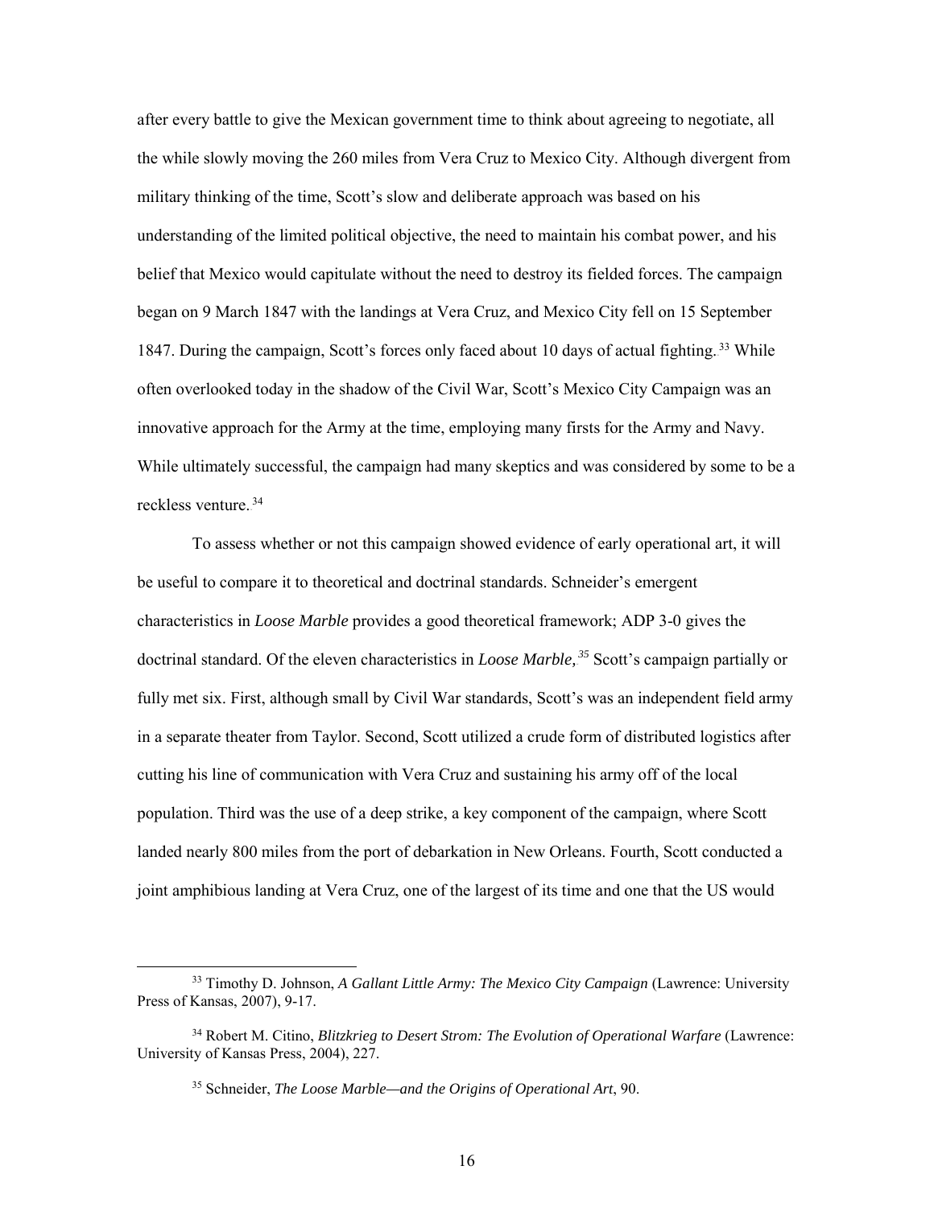after every battle to give the Mexican government time to think about agreeing to negotiate, all the while slowly moving the 260 miles from Vera Cruz to Mexico City. Although divergent from military thinking of the time, Scott's slow and deliberate approach was based on his understanding of the limited political objective, the need to maintain his combat power, and his belief that Mexico would capitulate without the need to destroy its fielded forces. The campaign began on 9 March 1847 with the landings at Vera Cruz, and Mexico City fell on 15 September 1847. During the campaign, Scott's forces only faced about 10 days of actual fighting.[33] While often overlooked today in the shadow of the Civil War, Scott's Mexico City Campaign was an innovative approach for the Army at the time, employing many firsts for the Army and Navy. While ultimately successful, the campaign had many skeptics and was considered by some to be a reckless venture.[34]

To assess whether or not this campaign showed evidence of early operational art, it will be useful to compare it to theoretical and doctrinal standards. Schneider's emergent characteristics in *Loose Marble* provides a good theoretical framework; ADP 3-0 gives the doctrinal standard. Of the eleven characteristics in *Loose Marble,*[35] Scott's campaign partially or fully met six. First, although small by Civil War standards, Scott's was an independent field army in a separate theater from Taylor. Second, Scott utilized a crude form of distributed logistics after cutting his line of communication with Vera Cruz and sustaining his army off of the local population. Third was the use of a deep strike, a key component of the campaign, where Scott landed nearly 800 miles from the port of debarkation in New Orleans. Fourth, Scott conducted a joint amphibious landing at Vera Cruz, one of the largest of its time and one that the US would

[33] Timothy D. Johnson, *A Gallant Little Army: The Mexico City Campaign* (Lawrence: University Press of Kansas, 2007), 9-17.

[34] Robert M. Citino, *Blitzkrieg to Desert Strom: The Evolution of Operational Warfare* (Lawrence: University of Kansas Press, 2004), 227.

[35] Schneider, *The Loose Marble—and the Origins of Operational Art*, 90.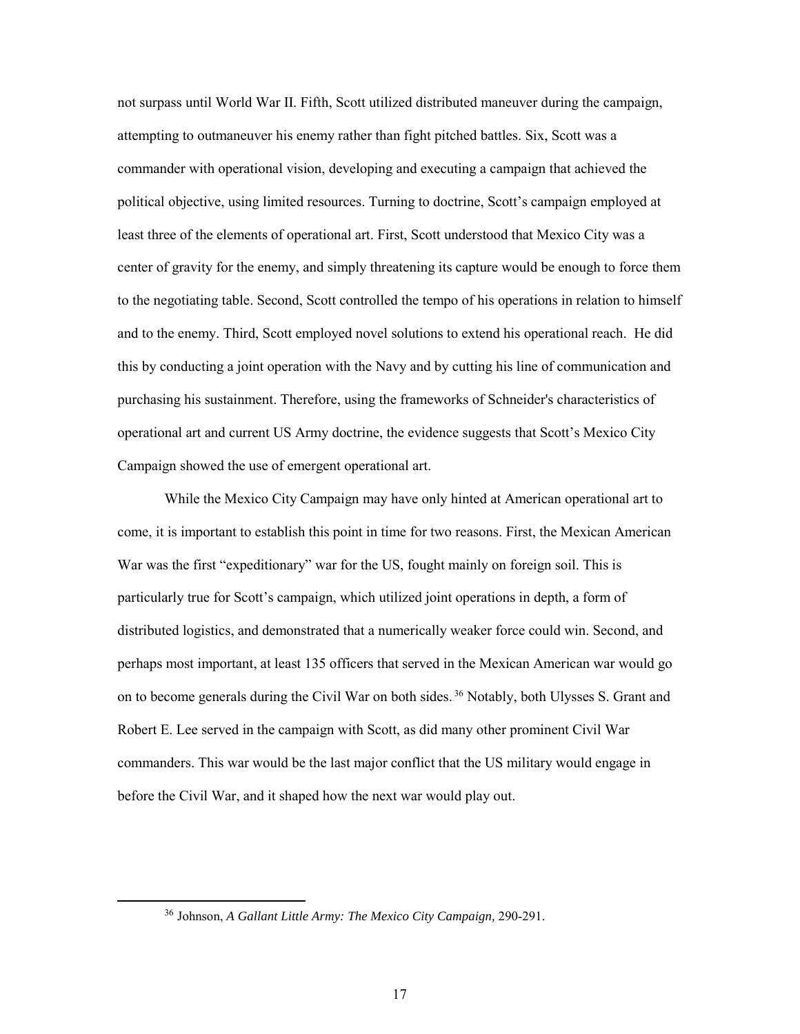not surpass until World War II. Fifth, Scott utilized distributed maneuver during the campaign, attempting to outmaneuver his enemy rather than fight pitched battles. Six, Scott was a commander with operational vision, developing and executing a campaign that achieved the political objective, using limited resources. Turning to doctrine, Scott's campaign employed at least three of the elements of operational art. First, Scott understood that Mexico City was a center of gravity for the enemy, and simply threatening its capture would be enough to force them to the negotiating table. Second, Scott controlled the tempo of his operations in relation to himself and to the enemy. Third, Scott employed novel solutions to extend his operational reach. He did this by conducting a joint operation with the Navy and by cutting his line of communication and purchasing his sustainment. Therefore, using the frameworks of Schneider's characteristics of operational art and current US Army doctrine, the evidence suggests that Scott's Mexico City Campaign showed the use of emergent operational art.

While the Mexico City Campaign may have only hinted at American operational art to come, it is important to establish this point in time for two reasons. First, the Mexican American War was the first "expeditionary" war for the US, fought mainly on foreign soil. This is particularly true for Scott's campaign, which utilized joint operations in depth, a form of distributed logistics, and demonstrated that a numerically weaker force could win. Second, and perhaps most important, at least 135 officers that served in the Mexican American war would go on to become generals during the Civil War on both sides.[36] Notably, both Ulysses S. Grant and Robert E. Lee served in the campaign with Scott, as did many other prominent Civil War commanders. This war would be the last major conflict that the US military would engage in before the Civil War, and it shaped how the next war would play out.

---

[36] Johnson, *A Gallant Little Army: The Mexico City Campaign,* 290-291.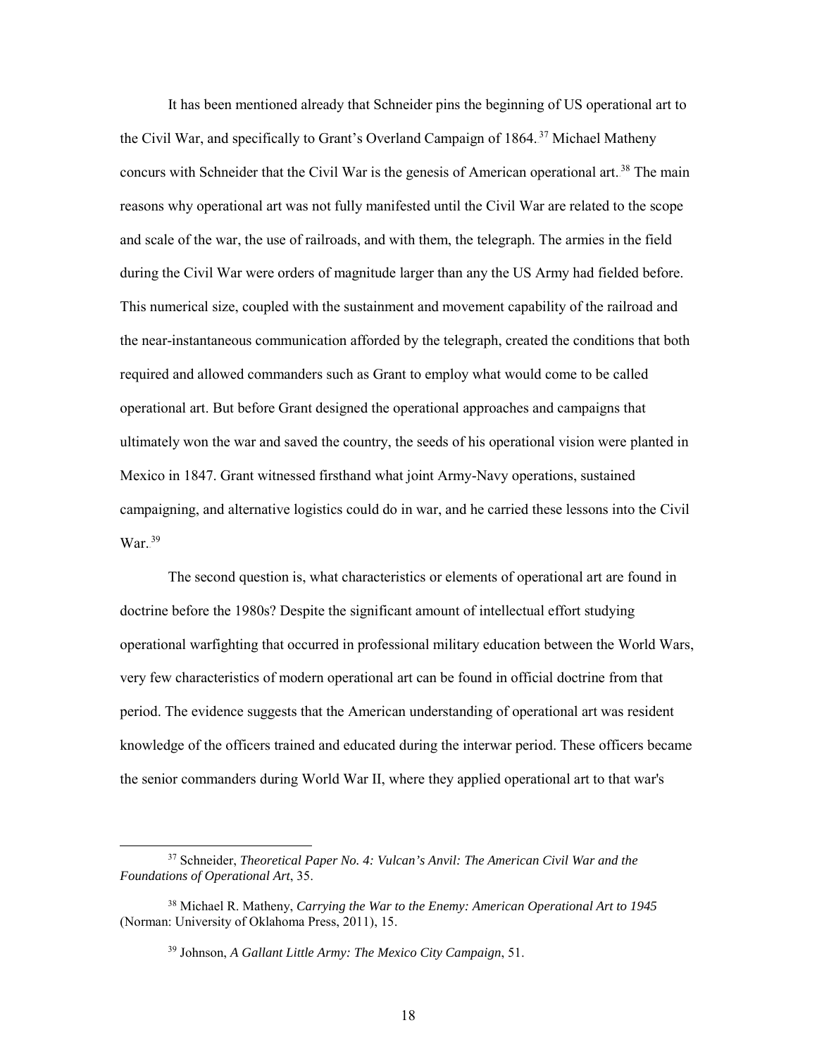It has been mentioned already that Schneider pins the beginning of US operational art to the Civil War, and specifically to Grant's Overland Campaign of 1864.[37] Michael Matheny concurs with Schneider that the Civil War is the genesis of American operational art.[38] The main reasons why operational art was not fully manifested until the Civil War are related to the scope and scale of the war, the use of railroads, and with them, the telegraph. The armies in the field during the Civil War were orders of magnitude larger than any the US Army had fielded before. This numerical size, coupled with the sustainment and movement capability of the railroad and the near-instantaneous communication afforded by the telegraph, created the conditions that both required and allowed commanders such as Grant to employ what would come to be called operational art. But before Grant designed the operational approaches and campaigns that ultimately won the war and saved the country, the seeds of his operational vision were planted in Mexico in 1847. Grant witnessed firsthand what joint Army-Navy operations, sustained campaigning, and alternative logistics could do in war, and he carried these lessons into the Civil War.[39]

The second question is, what characteristics or elements of operational art are found in doctrine before the 1980s? Despite the significant amount of intellectual effort studying operational warfighting that occurred in professional military education between the World Wars, very few characteristics of modern operational art can be found in official doctrine from that period. The evidence suggests that the American understanding of operational art was resident knowledge of the officers trained and educated during the interwar period. These officers became the senior commanders during World War II, where they applied operational art to that war's

---

[37] Schneider, *Theoretical Paper No. 4: Vulcan's Anvil: The American Civil War and the Foundations of Operational Art*, 35.

[38] Michael R. Matheny, *Carrying the War to the Enemy: American Operational Art to 1945* (Norman: University of Oklahoma Press, 2011), 15.

[39] Johnson, *A Gallant Little Army: The Mexico City Campaign*, 51.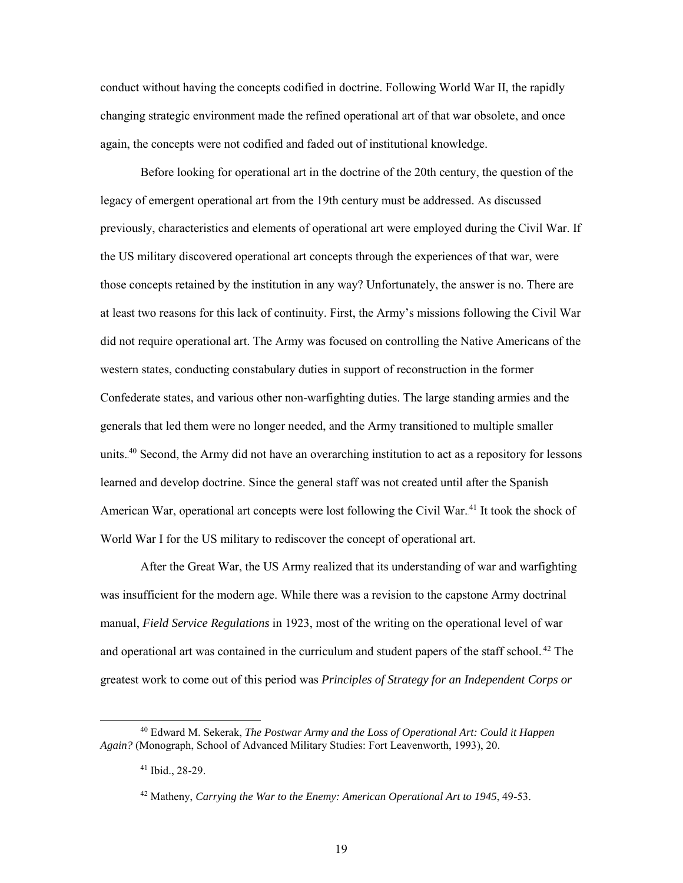conduct without having the concepts codified in doctrine. Following World War II, the rapidly changing strategic environment made the refined operational art of that war obsolete, and once again, the concepts were not codified and faded out of institutional knowledge.

Before looking for operational art in the doctrine of the 20th century, the question of the legacy of emergent operational art from the 19th century must be addressed. As discussed previously, characteristics and elements of operational art were employed during the Civil War. If the US military discovered operational art concepts through the experiences of that war, were those concepts retained by the institution in any way? Unfortunately, the answer is no. There are at least two reasons for this lack of continuity. First, the Army's missions following the Civil War did not require operational art. The Army was focused on controlling the Native Americans of the western states, conducting constabulary duties in support of reconstruction in the former Confederate states, and various other non-warfighting duties. The large standing armies and the generals that led them were no longer needed, and the Army transitioned to multiple smaller units.[40] Second, the Army did not have an overarching institution to act as a repository for lessons learned and develop doctrine. Since the general staff was not created until after the Spanish American War, operational art concepts were lost following the Civil War.[41] It took the shock of World War I for the US military to rediscover the concept of operational art.

After the Great War, the US Army realized that its understanding of war and warfighting was insufficient for the modern age. While there was a revision to the capstone Army doctrinal manual, *Field Service Regulations* in 1923, most of the writing on the operational level of war and operational art was contained in the curriculum and student papers of the staff school.[42] The greatest work to come out of this period was *Principles of Strategy for an Independent Corps or*

---

[40] Edward M. Sekerak, *The Postwar Army and the Loss of Operational Art: Could it Happen Again?* (Monograph, School of Advanced Military Studies: Fort Leavenworth, 1993), 20.

[41] Ibid., 28-29.

[42] Matheny, *Carrying the War to the Enemy: American Operational Art to 1945*, 49-53.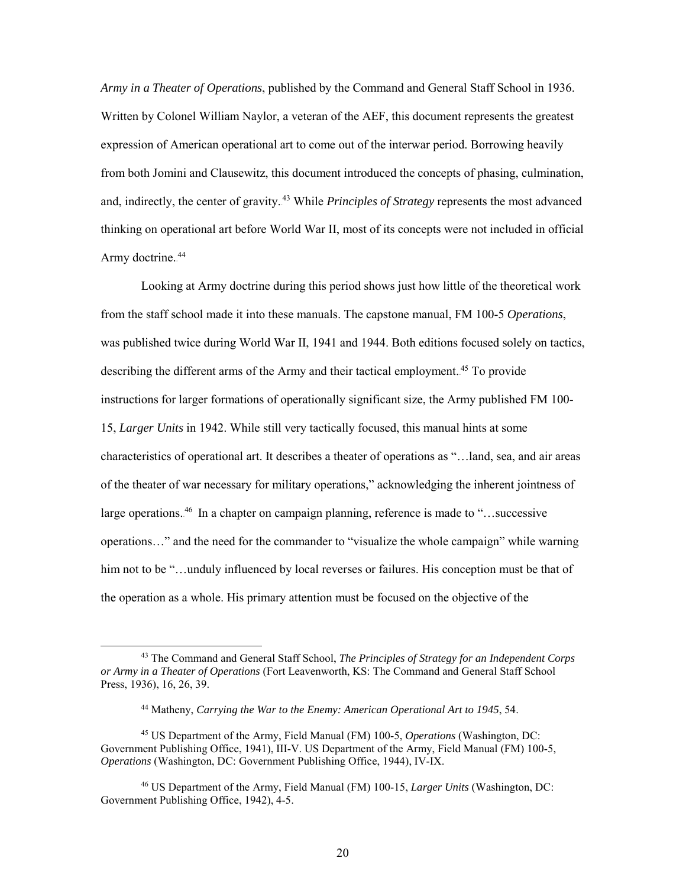*Army in a Theater of Operations*, published by the Command and General Staff School in 1936. Written by Colonel William Naylor, a veteran of the AEF, this document represents the greatest expression of American operational art to come out of the interwar period. Borrowing heavily from both Jomini and Clausewitz, this document introduced the concepts of phasing, culmination, and, indirectly, the center of gravity.[43] While *Principles of Strategy* represents the most advanced thinking on operational art before World War II, most of its concepts were not included in official Army doctrine.[44]

Looking at Army doctrine during this period shows just how little of the theoretical work from the staff school made it into these manuals. The capstone manual, FM 100-5 *Operations*, was published twice during World War II, 1941 and 1944. Both editions focused solely on tactics, describing the different arms of the Army and their tactical employment.[45] To provide instructions for larger formations of operationally significant size, the Army published FM 100-15, *Larger Units* in 1942. While still very tactically focused, this manual hints at some characteristics of operational art. It describes a theater of operations as "…land, sea, and air areas of the theater of war necessary for military operations," acknowledging the inherent jointness of large operations.[46] In a chapter on campaign planning, reference is made to "…successive operations…" and the need for the commander to "visualize the whole campaign" while warning him not to be "…unduly influenced by local reverses or failures. His conception must be that of the operation as a whole. His primary attention must be focused on the objective of the

---

[43] The Command and General Staff School, *The Principles of Strategy for an Independent Corps or Army in a Theater of Operations* (Fort Leavenworth, KS: The Command and General Staff School Press, 1936), 16, 26, 39.

[44] Matheny, *Carrying the War to the Enemy: American Operational Art to 1945*, 54.

[45] US Department of the Army, Field Manual (FM) 100-5, *Operations* (Washington, DC: Government Publishing Office, 1941), III-V. US Department of the Army, Field Manual (FM) 100-5, *Operations* (Washington, DC: Government Publishing Office, 1944), IV-IX.

[46] US Department of the Army, Field Manual (FM) 100-15, *Larger Units* (Washington, DC: Government Publishing Office, 1942), 4-5.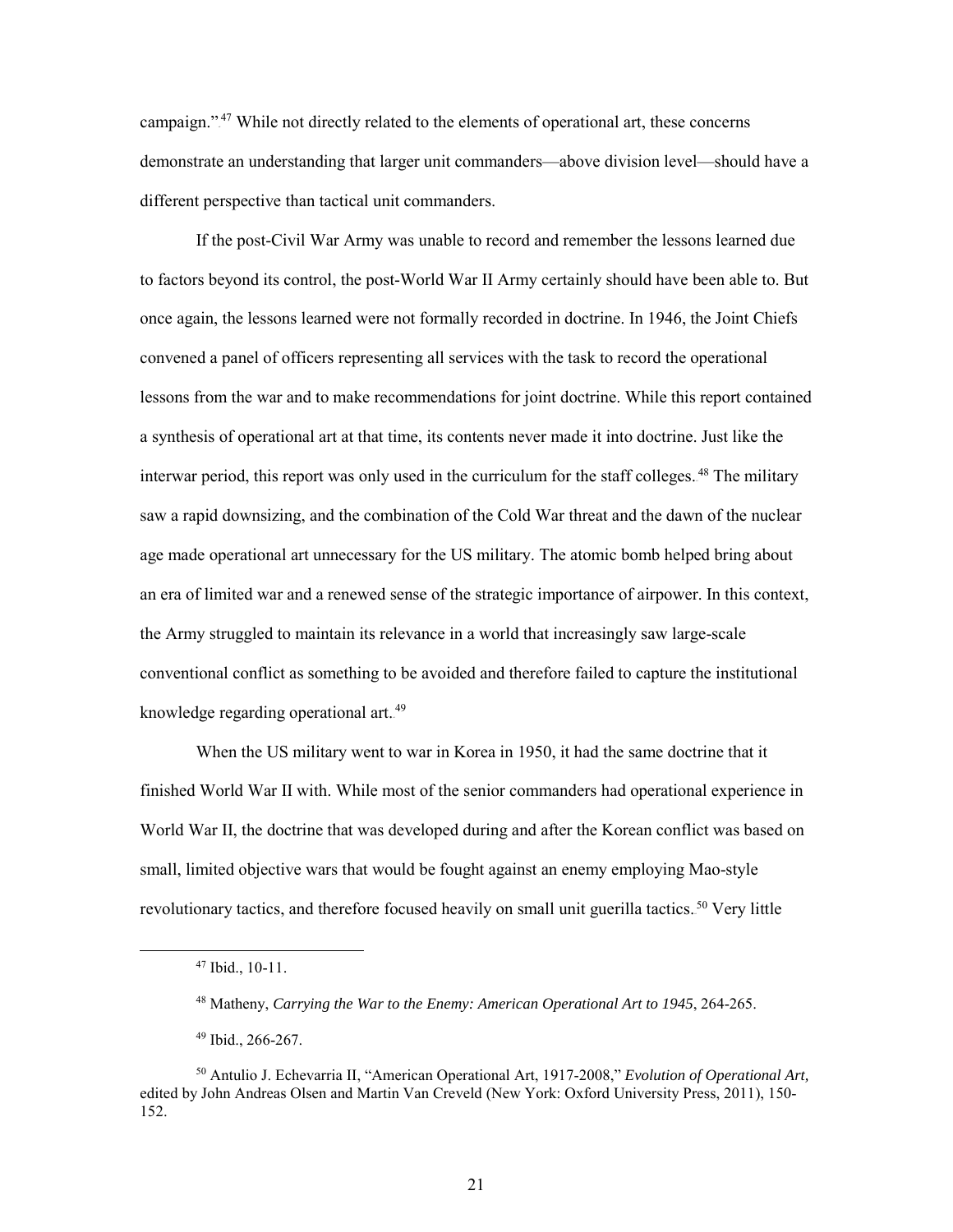campaign."[47] While not directly related to the elements of operational art, these concerns demonstrate an understanding that larger unit commanders—above division level—should have a different perspective than tactical unit commanders.

If the post-Civil War Army was unable to record and remember the lessons learned due to factors beyond its control, the post-World War II Army certainly should have been able to. But once again, the lessons learned were not formally recorded in doctrine. In 1946, the Joint Chiefs convened a panel of officers representing all services with the task to record the operational lessons from the war and to make recommendations for joint doctrine. While this report contained a synthesis of operational art at that time, its contents never made it into doctrine. Just like the interwar period, this report was only used in the curriculum for the staff colleges.[48] The military saw a rapid downsizing, and the combination of the Cold War threat and the dawn of the nuclear age made operational art unnecessary for the US military. The atomic bomb helped bring about an era of limited war and a renewed sense of the strategic importance of airpower. In this context, the Army struggled to maintain its relevance in a world that increasingly saw large-scale conventional conflict as something to be avoided and therefore failed to capture the institutional knowledge regarding operational art.[49]

When the US military went to war in Korea in 1950, it had the same doctrine that it finished World War II with. While most of the senior commanders had operational experience in World War II, the doctrine that was developed during and after the Korean conflict was based on small, limited objective wars that would be fought against an enemy employing Mao-style revolutionary tactics, and therefore focused heavily on small unit guerilla tactics.[50] Very little

---

[47] Ibid., 10-11.

[48] Matheny, *Carrying the War to the Enemy: American Operational Art to 1945*, 264-265.

[49] Ibid., 266-267.

[50] Antulio J. Echevarria II, "American Operational Art, 1917-2008," *Evolution of Operational Art,* edited by John Andreas Olsen and Martin Van Creveld (New York: Oxford University Press, 2011), 150-152.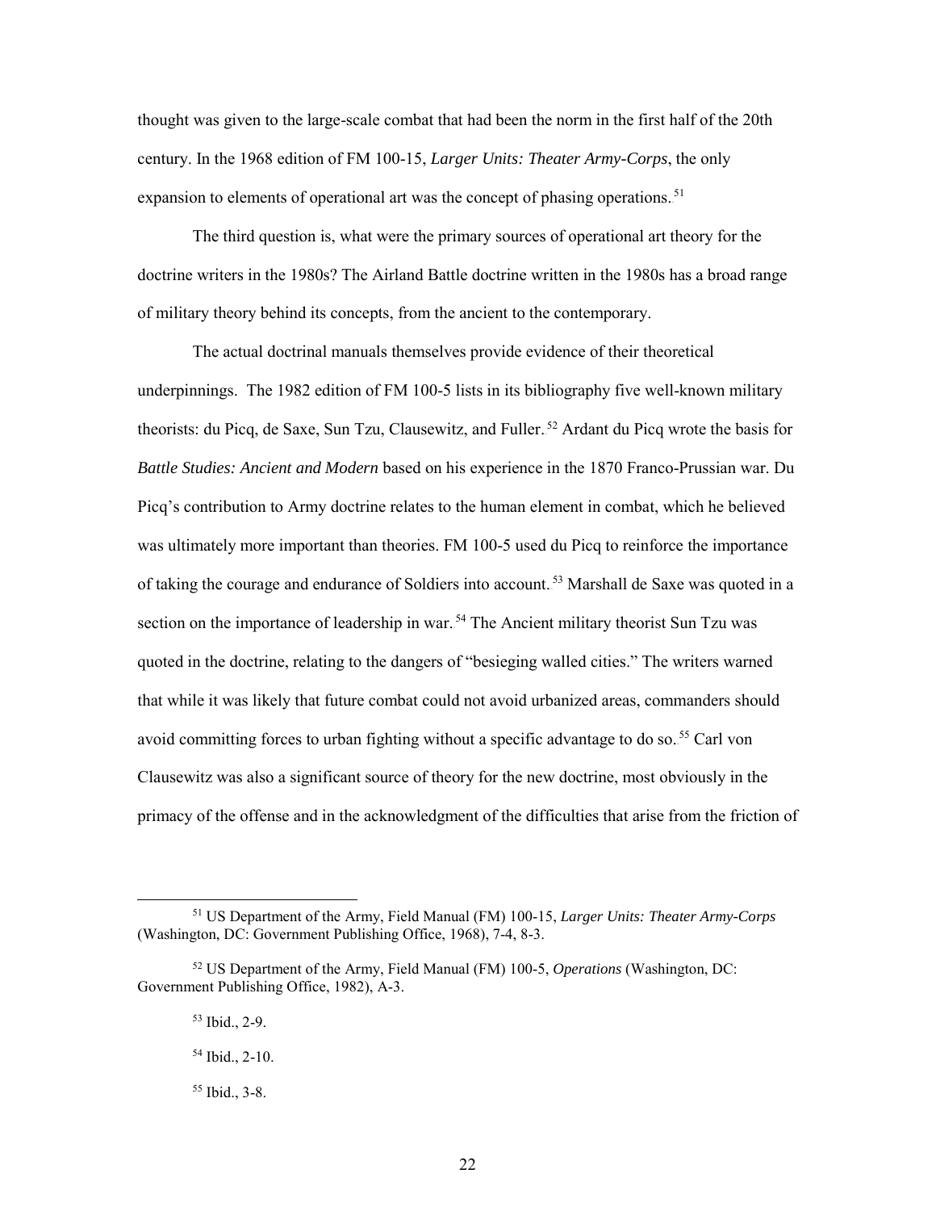thought was given to the large-scale combat that had been the norm in the first half of the 20th century. In the 1968 edition of FM 100-15, *Larger Units: Theater Army-Corps*, the only expansion to elements of operational art was the concept of phasing operations.[51]

The third question is, what were the primary sources of operational art theory for the doctrine writers in the 1980s? The Airland Battle doctrine written in the 1980s has a broad range of military theory behind its concepts, from the ancient to the contemporary.

The actual doctrinal manuals themselves provide evidence of their theoretical underpinnings. The 1982 edition of FM 100-5 lists in its bibliography five well-known military theorists: du Picq, de Saxe, Sun Tzu, Clausewitz, and Fuller.[52] Ardant du Picq wrote the basis for *Battle Studies: Ancient and Modern* based on his experience in the 1870 Franco-Prussian war. Du Picq's contribution to Army doctrine relates to the human element in combat, which he believed was ultimately more important than theories. FM 100-5 used du Picq to reinforce the importance of taking the courage and endurance of Soldiers into account.[53] Marshall de Saxe was quoted in a section on the importance of leadership in war.[54] The Ancient military theorist Sun Tzu was quoted in the doctrine, relating to the dangers of "besieging walled cities." The writers warned that while it was likely that future combat could not avoid urbanized areas, commanders should avoid committing forces to urban fighting without a specific advantage to do so.[55] Carl von Clausewitz was also a significant source of theory for the new doctrine, most obviously in the primacy of the offense and in the acknowledgment of the difficulties that arise from the friction of

---

[51] US Department of the Army, Field Manual (FM) 100-15, *Larger Units: Theater Army-Corps* (Washington, DC: Government Publishing Office, 1968), 7-4, 8-3.

[52] US Department of the Army, Field Manual (FM) 100-5, *Operations* (Washington, DC: Government Publishing Office, 1982), A-3.

[53] Ibid., 2-9.

[54] Ibid., 2-10.

[55] Ibid., 3-8.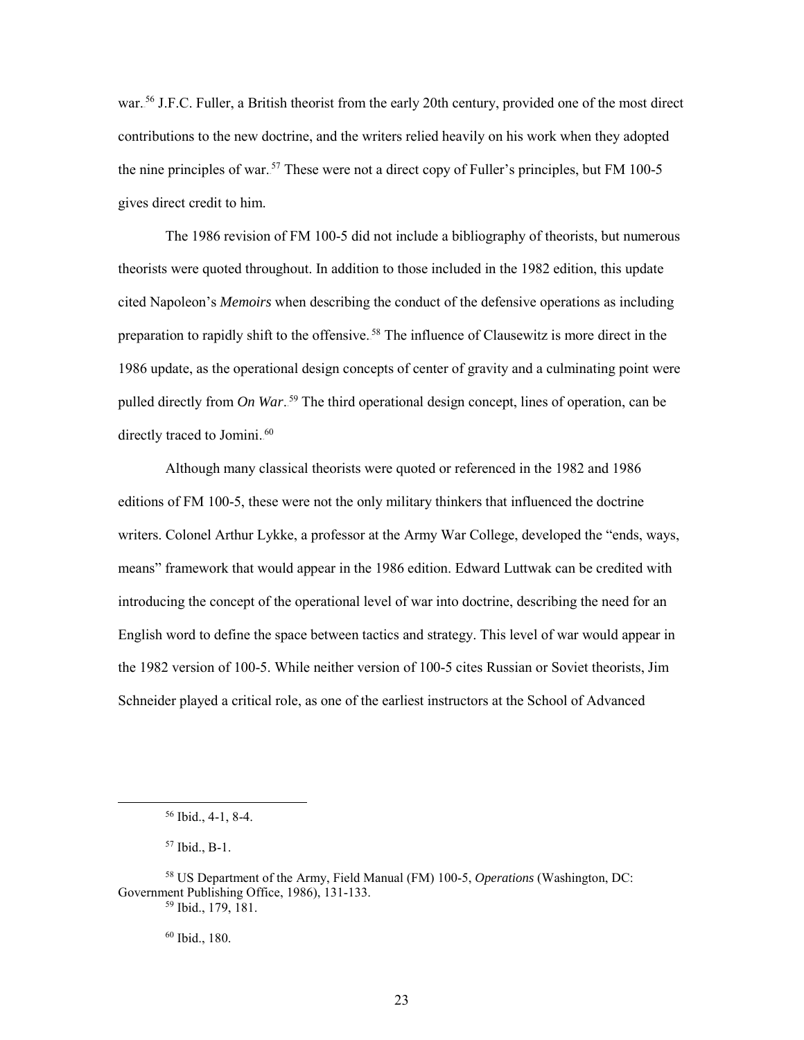war.[56] J.F.C. Fuller, a British theorist from the early 20th century, provided one of the most direct contributions to the new doctrine, and the writers relied heavily on his work when they adopted the nine principles of war.[57] These were not a direct copy of Fuller's principles, but FM 100-5 gives direct credit to him.

The 1986 revision of FM 100-5 did not include a bibliography of theorists, but numerous theorists were quoted throughout. In addition to those included in the 1982 edition, this update cited Napoleon's *Memoirs* when describing the conduct of the defensive operations as including preparation to rapidly shift to the offensive.[58] The influence of Clausewitz is more direct in the 1986 update, as the operational design concepts of center of gravity and a culminating point were pulled directly from *On War*.[59] The third operational design concept, lines of operation, can be directly traced to Jomini.[60]

Although many classical theorists were quoted or referenced in the 1982 and 1986 editions of FM 100-5, these were not the only military thinkers that influenced the doctrine writers. Colonel Arthur Lykke, a professor at the Army War College, developed the "ends, ways, means" framework that would appear in the 1986 edition. Edward Luttwak can be credited with introducing the concept of the operational level of war into doctrine, describing the need for an English word to define the space between tactics and strategy. This level of war would appear in the 1982 version of 100-5. While neither version of 100-5 cites Russian or Soviet theorists, Jim Schneider played a critical role, as one of the earliest instructors at the School of Advanced

---

[56] Ibid., 4-1, 8-4.

[57] Ibid., B-1.

[58] US Department of the Army, Field Manual (FM) 100-5, *Operations* (Washington, DC: Government Publishing Office, 1986), 131-133.

[59] Ibid., 179, 181.

[60] Ibid., 180.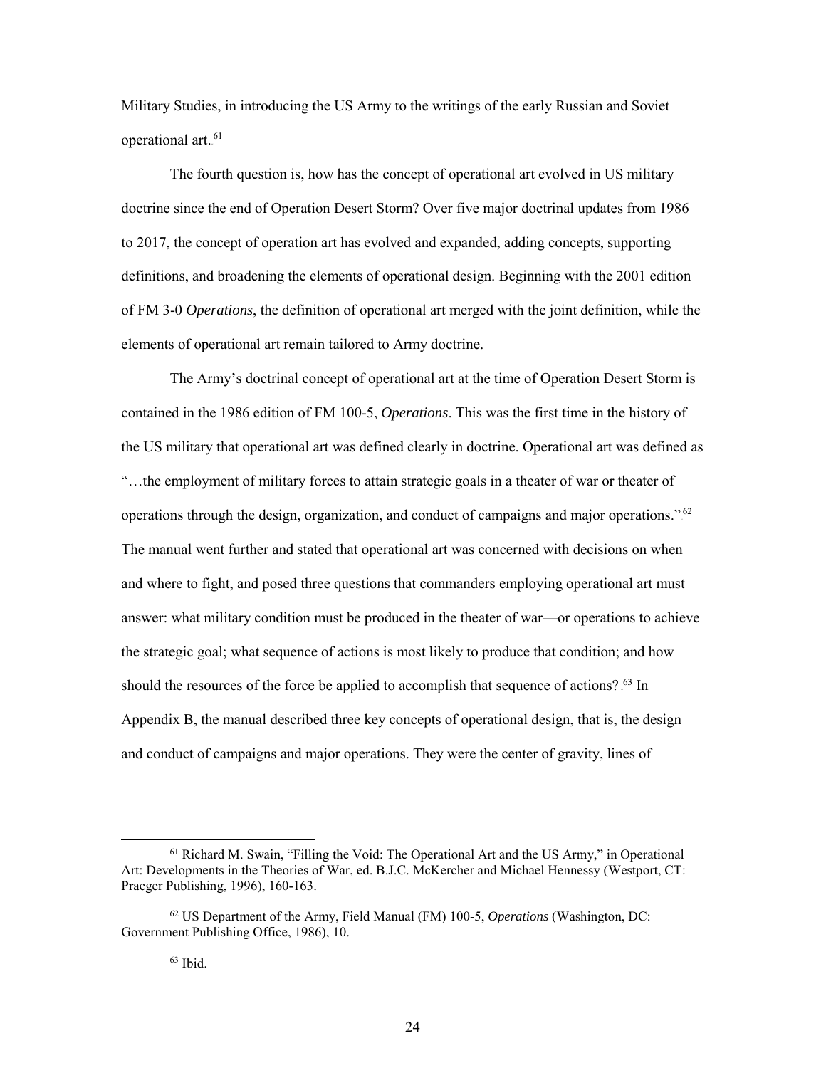Military Studies, in introducing the US Army to the writings of the early Russian and Soviet operational art.[61]

The fourth question is, how has the concept of operational art evolved in US military doctrine since the end of Operation Desert Storm? Over five major doctrinal updates from 1986 to 2017, the concept of operation art has evolved and expanded, adding concepts, supporting definitions, and broadening the elements of operational design. Beginning with the 2001 edition of FM 3-0 *Operations*, the definition of operational art merged with the joint definition, while the elements of operational art remain tailored to Army doctrine.

The Army's doctrinal concept of operational art at the time of Operation Desert Storm is contained in the 1986 edition of FM 100-5, *Operations*. This was the first time in the history of the US military that operational art was defined clearly in doctrine. Operational art was defined as "…the employment of military forces to attain strategic goals in a theater of war or theater of operations through the design, organization, and conduct of campaigns and major operations."[62] The manual went further and stated that operational art was concerned with decisions on when and where to fight, and posed three questions that commanders employing operational art must answer: what military condition must be produced in the theater of war—or operations to achieve the strategic goal; what sequence of actions is most likely to produce that condition; and how should the resources of the force be applied to accomplish that sequence of actions?[63] In Appendix B, the manual described three key concepts of operational design, that is, the design and conduct of campaigns and major operations. They were the center of gravity, lines of

---

[61] Richard M. Swain, "Filling the Void: The Operational Art and the US Army," in Operational Art: Developments in the Theories of War, ed. B.J.C. McKercher and Michael Hennessy (Westport, CT: Praeger Publishing, 1996), 160-163.

[62] US Department of the Army, Field Manual (FM) 100-5, *Operations* (Washington, DC: Government Publishing Office, 1986), 10.

[63] Ibid.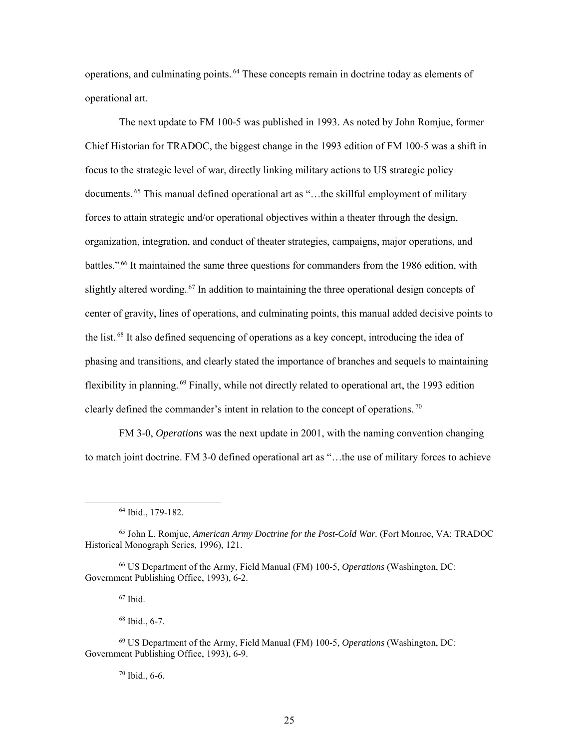operations, and culminating points.[64] These concepts remain in doctrine today as elements of operational art.

The next update to FM 100-5 was published in 1993. As noted by John Romjue, former Chief Historian for TRADOC, the biggest change in the 1993 edition of FM 100-5 was a shift in focus to the strategic level of war, directly linking military actions to US strategic policy documents.[65] This manual defined operational art as "…the skillful employment of military forces to attain strategic and/or operational objectives within a theater through the design, organization, integration, and conduct of theater strategies, campaigns, major operations, and battles."[66] It maintained the same three questions for commanders from the 1986 edition, with slightly altered wording.[67] In addition to maintaining the three operational design concepts of center of gravity, lines of operations, and culminating points, this manual added decisive points to the list.[68] It also defined sequencing of operations as a key concept, introducing the idea of phasing and transitions, and clearly stated the importance of branches and sequels to maintaining flexibility in planning.[69] Finally, while not directly related to operational art, the 1993 edition clearly defined the commander's intent in relation to the concept of operations.[70]

FM 3-0, *Operations* was the next update in 2001, with the naming convention changing to match joint doctrine. FM 3-0 defined operational art as "…the use of military forces to achieve

---

[64] Ibid., 179-182.

[65] John L. Romjue, *American Army Doctrine for the Post-Cold War.* (Fort Monroe, VA: TRADOC Historical Monograph Series, 1996), 121.

[66] US Department of the Army, Field Manual (FM) 100-5, *Operations* (Washington, DC: Government Publishing Office, 1993), 6-2.

[67] Ibid.

[68] Ibid., 6-7.

[69] US Department of the Army, Field Manual (FM) 100-5, *Operations* (Washington, DC: Government Publishing Office, 1993), 6-9.

[70] Ibid., 6-6.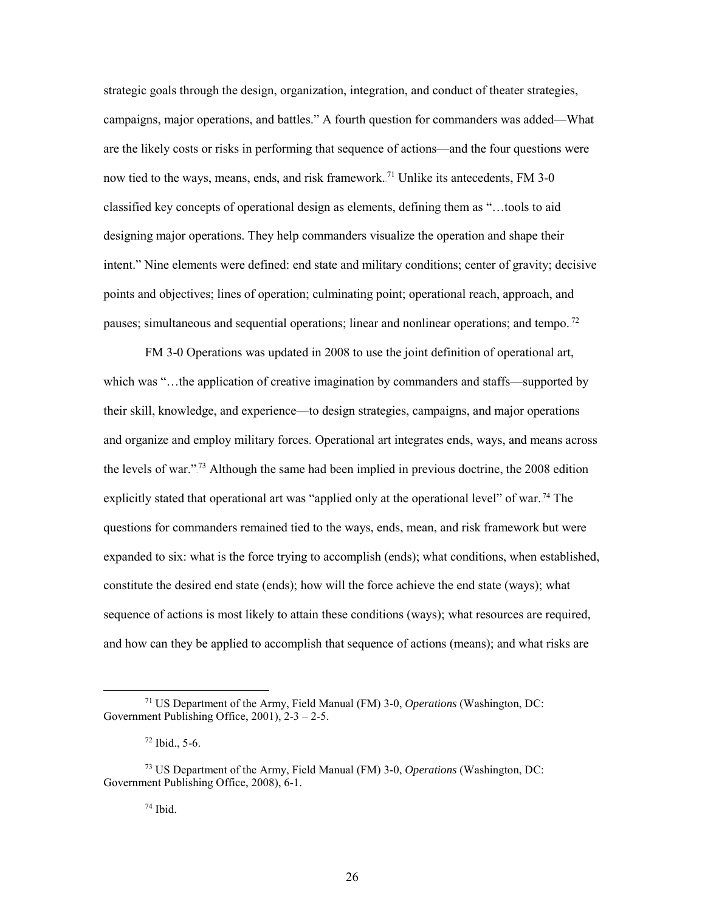strategic goals through the design, organization, integration, and conduct of theater strategies, campaigns, major operations, and battles." A fourth question for commanders was added—What are the likely costs or risks in performing that sequence of actions—and the four questions were now tied to the ways, means, ends, and risk framework.[71] Unlike its antecedents, FM 3-0 classified key concepts of operational design as elements, defining them as "…tools to aid designing major operations. They help commanders visualize the operation and shape their intent." Nine elements were defined: end state and military conditions; center of gravity; decisive points and objectives; lines of operation; culminating point; operational reach, approach, and pauses; simultaneous and sequential operations; linear and nonlinear operations; and tempo.[72]

FM 3-0 Operations was updated in 2008 to use the joint definition of operational art, which was "…the application of creative imagination by commanders and staffs—supported by their skill, knowledge, and experience—to design strategies, campaigns, and major operations and organize and employ military forces. Operational art integrates ends, ways, and means across the levels of war."[73] Although the same had been implied in previous doctrine, the 2008 edition explicitly stated that operational art was "applied only at the operational level" of war.[74] The questions for commanders remained tied to the ways, ends, mean, and risk framework but were expanded to six: what is the force trying to accomplish (ends); what conditions, when established, constitute the desired end state (ends); how will the force achieve the end state (ways); what sequence of actions is most likely to attain these conditions (ways); what resources are required, and how can they be applied to accomplish that sequence of actions (means); and what risks are

---

[71] US Department of the Army, Field Manual (FM) 3-0, *Operations* (Washington, DC: Government Publishing Office, 2001), 2-3 – 2-5.

[72] Ibid., 5-6.

[73] US Department of the Army, Field Manual (FM) 3-0, *Operations* (Washington, DC: Government Publishing Office, 2008), 6-1.

[74] Ibid.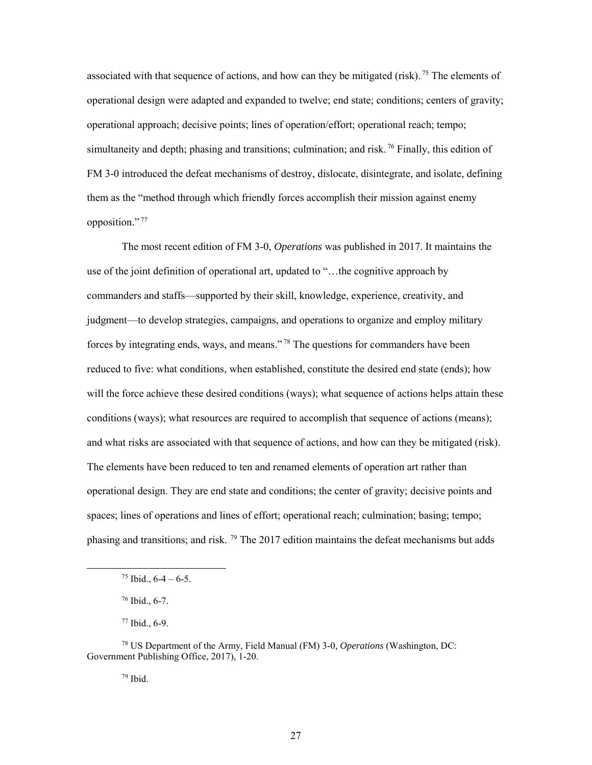associated with that sequence of actions, and how can they be mitigated (risk).[75] The elements of operational design were adapted and expanded to twelve; end state; conditions; centers of gravity; operational approach; decisive points; lines of operation/effort; operational reach; tempo; simultaneity and depth; phasing and transitions; culmination; and risk.[76] Finally, this edition of FM 3-0 introduced the defeat mechanisms of destroy, dislocate, disintegrate, and isolate, defining them as the "method through which friendly forces accomplish their mission against enemy opposition."[77]

The most recent edition of FM 3-0, *Operations* was published in 2017. It maintains the use of the joint definition of operational art, updated to "…the cognitive approach by commanders and staffs—supported by their skill, knowledge, experience, creativity, and judgment—to develop strategies, campaigns, and operations to organize and employ military forces by integrating ends, ways, and means."[78] The questions for commanders have been reduced to five: what conditions, when established, constitute the desired end state (ends); how will the force achieve these desired conditions (ways); what sequence of actions helps attain these conditions (ways); what resources are required to accomplish that sequence of actions (means); and what risks are associated with that sequence of actions, and how can they be mitigated (risk). The elements have been reduced to ten and renamed elements of operation art rather than operational design. They are end state and conditions; the center of gravity; decisive points and spaces; lines of operations and lines of effort; operational reach; culmination; basing; tempo; phasing and transitions; and risk.[79] The 2017 edition maintains the defeat mechanisms but adds

---

[75] Ibid., 6-4 – 6-5.

[76] Ibid., 6-7.

[77] Ibid., 6-9.

[78] US Department of the Army, Field Manual (FM) 3-0, *Operations* (Washington, DC: Government Publishing Office, 2017), 1-20.

[79] Ibid.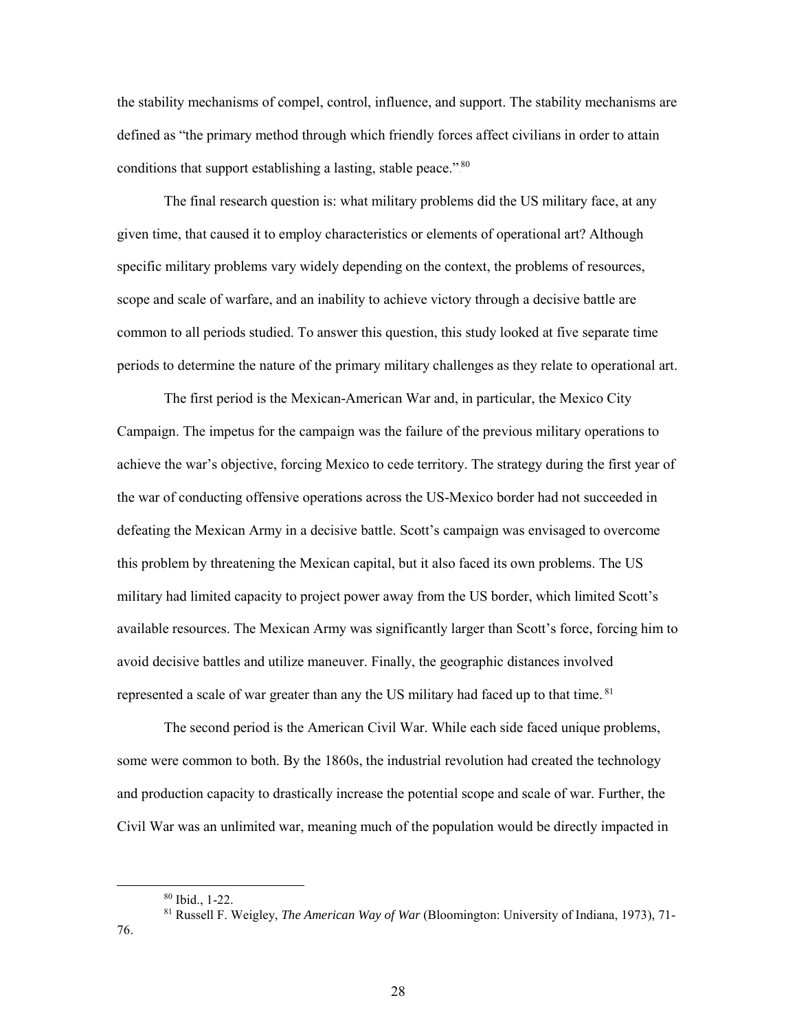the stability mechanisms of compel, control, influence, and support. The stability mechanisms are defined as "the primary method through which friendly forces affect civilians in order to attain conditions that support establishing a lasting, stable peace."[80]

The final research question is: what military problems did the US military face, at any given time, that caused it to employ characteristics or elements of operational art? Although specific military problems vary widely depending on the context, the problems of resources, scope and scale of warfare, and an inability to achieve victory through a decisive battle are common to all periods studied. To answer this question, this study looked at five separate time periods to determine the nature of the primary military challenges as they relate to operational art.

The first period is the Mexican-American War and, in particular, the Mexico City Campaign. The impetus for the campaign was the failure of the previous military operations to achieve the war's objective, forcing Mexico to cede territory. The strategy during the first year of the war of conducting offensive operations across the US-Mexico border had not succeeded in defeating the Mexican Army in a decisive battle. Scott's campaign was envisaged to overcome this problem by threatening the Mexican capital, but it also faced its own problems. The US military had limited capacity to project power away from the US border, which limited Scott's available resources. The Mexican Army was significantly larger than Scott's force, forcing him to avoid decisive battles and utilize maneuver. Finally, the geographic distances involved represented a scale of war greater than any the US military had faced up to that time.[81]

The second period is the American Civil War. While each side faced unique problems, some were common to both. By the 1860s, the industrial revolution had created the technology and production capacity to drastically increase the potential scope and scale of war. Further, the Civil War was an unlimited war, meaning much of the population would be directly impacted in

---

[80] Ibid., 1-22.

[81] Russell F. Weigley, *The American Way of War* (Bloomington: University of Indiana, 1973), 71-76.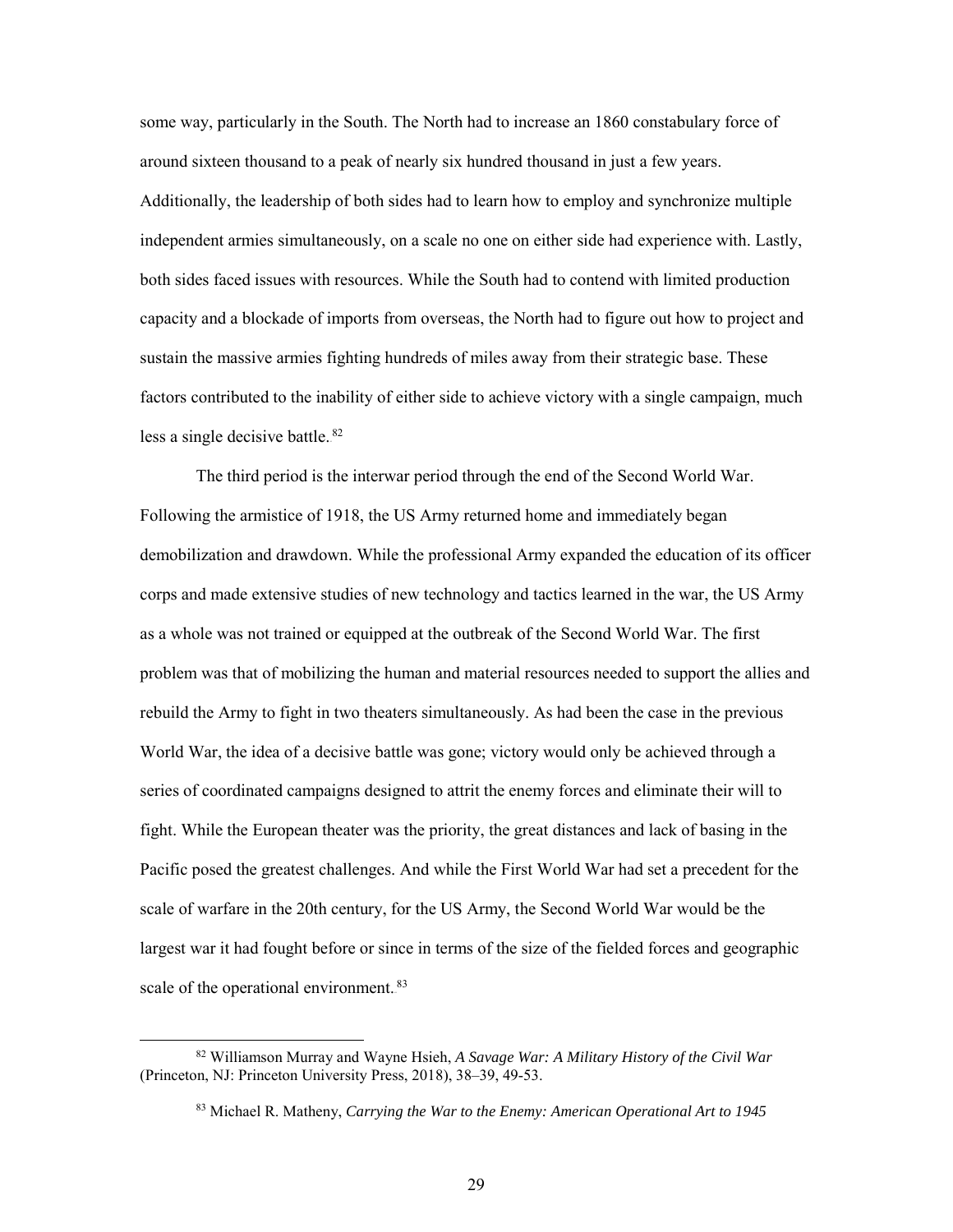some way, particularly in the South. The North had to increase an 1860 constabulary force of around sixteen thousand to a peak of nearly six hundred thousand in just a few years. Additionally, the leadership of both sides had to learn how to employ and synchronize multiple independent armies simultaneously, on a scale no one on either side had experience with. Lastly, both sides faced issues with resources. While the South had to contend with limited production capacity and a blockade of imports from overseas, the North had to figure out how to project and sustain the massive armies fighting hundreds of miles away from their strategic base. These factors contributed to the inability of either side to achieve victory with a single campaign, much less a single decisive battle.[82]

The third period is the interwar period through the end of the Second World War. Following the armistice of 1918, the US Army returned home and immediately began demobilization and drawdown. While the professional Army expanded the education of its officer corps and made extensive studies of new technology and tactics learned in the war, the US Army as a whole was not trained or equipped at the outbreak of the Second World War. The first problem was that of mobilizing the human and material resources needed to support the allies and rebuild the Army to fight in two theaters simultaneously. As had been the case in the previous World War, the idea of a decisive battle was gone; victory would only be achieved through a series of coordinated campaigns designed to attrit the enemy forces and eliminate their will to fight. While the European theater was the priority, the great distances and lack of basing in the Pacific posed the greatest challenges. And while the First World War had set a precedent for the scale of warfare in the 20th century, for the US Army, the Second World War would be the largest war it had fought before or since in terms of the size of the fielded forces and geographic scale of the operational environment.[83]

---

[82] Williamson Murray and Wayne Hsieh, *A Savage War: A Military History of the Civil War* (Princeton, NJ: Princeton University Press, 2018), 38–39, 49-53.

[83] Michael R. Matheny, *Carrying the War to the Enemy: American Operational Art to 1945*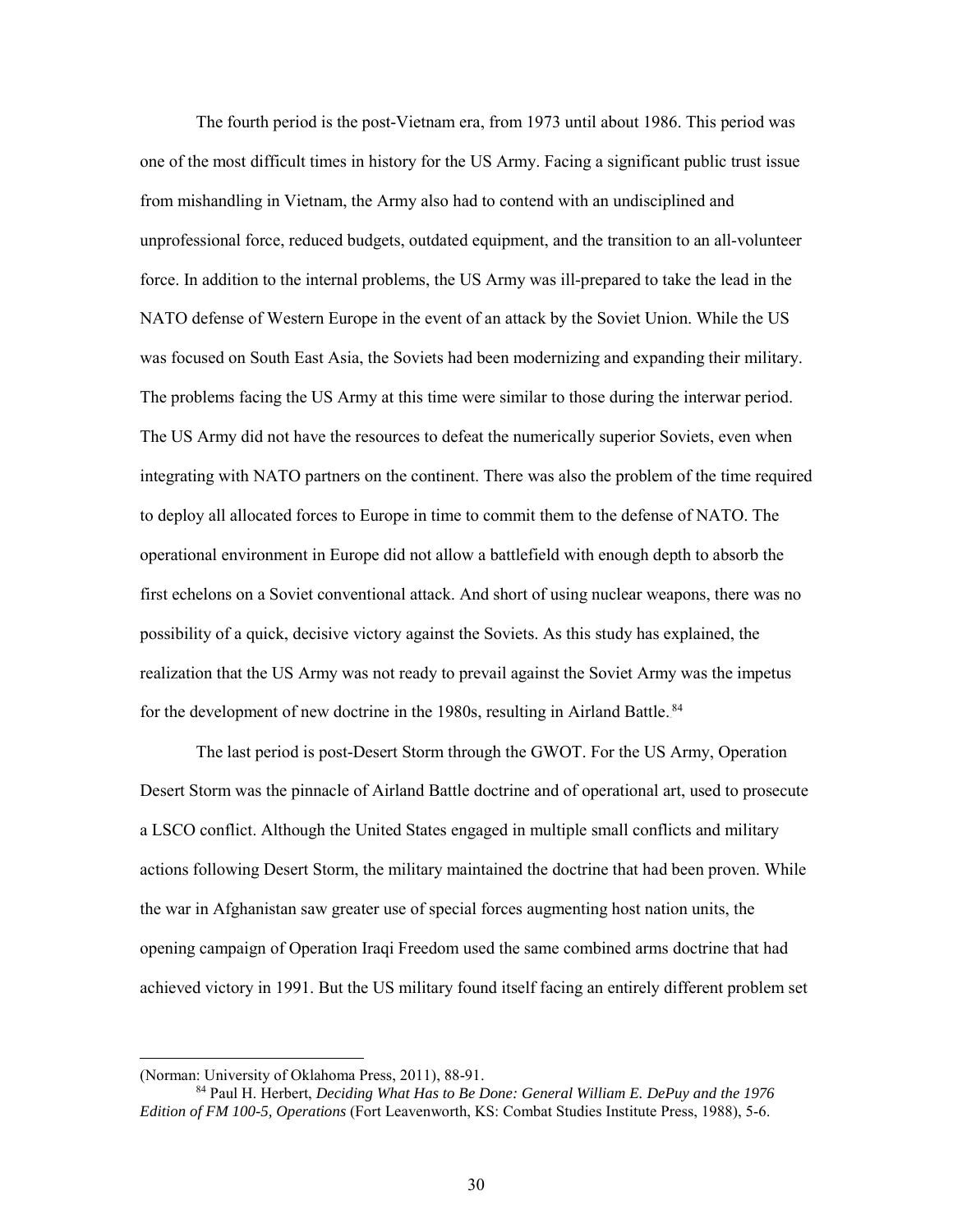The fourth period is the post-Vietnam era, from 1973 until about 1986. This period was one of the most difficult times in history for the US Army. Facing a significant public trust issue from mishandling in Vietnam, the Army also had to contend with an undisciplined and unprofessional force, reduced budgets, outdated equipment, and the transition to an all-volunteer force. In addition to the internal problems, the US Army was ill-prepared to take the lead in the NATO defense of Western Europe in the event of an attack by the Soviet Union. While the US was focused on South East Asia, the Soviets had been modernizing and expanding their military. The problems facing the US Army at this time were similar to those during the interwar period. The US Army did not have the resources to defeat the numerically superior Soviets, even when integrating with NATO partners on the continent. There was also the problem of the time required to deploy all allocated forces to Europe in time to commit them to the defense of NATO. The operational environment in Europe did not allow a battlefield with enough depth to absorb the first echelons on a Soviet conventional attack. And short of using nuclear weapons, there was no possibility of a quick, decisive victory against the Soviets. As this study has explained, the realization that the US Army was not ready to prevail against the Soviet Army was the impetus for the development of new doctrine in the 1980s, resulting in Airland Battle.[84]

The last period is post-Desert Storm through the GWOT. For the US Army, Operation Desert Storm was the pinnacle of Airland Battle doctrine and of operational art, used to prosecute a LSCO conflict. Although the United States engaged in multiple small conflicts and military actions following Desert Storm, the military maintained the doctrine that had been proven. While the war in Afghanistan saw greater use of special forces augmenting host nation units, the opening campaign of Operation Iraqi Freedom used the same combined arms doctrine that had achieved victory in 1991. But the US military found itself facing an entirely different problem set

(Norman: University of Oklahoma Press, 2011), 88-91.

[84] Paul H. Herbert, *Deciding What Has to Be Done: General William E. DePuy and the 1976 Edition of FM 100-5, Operations* (Fort Leavenworth, KS: Combat Studies Institute Press, 1988), 5-6.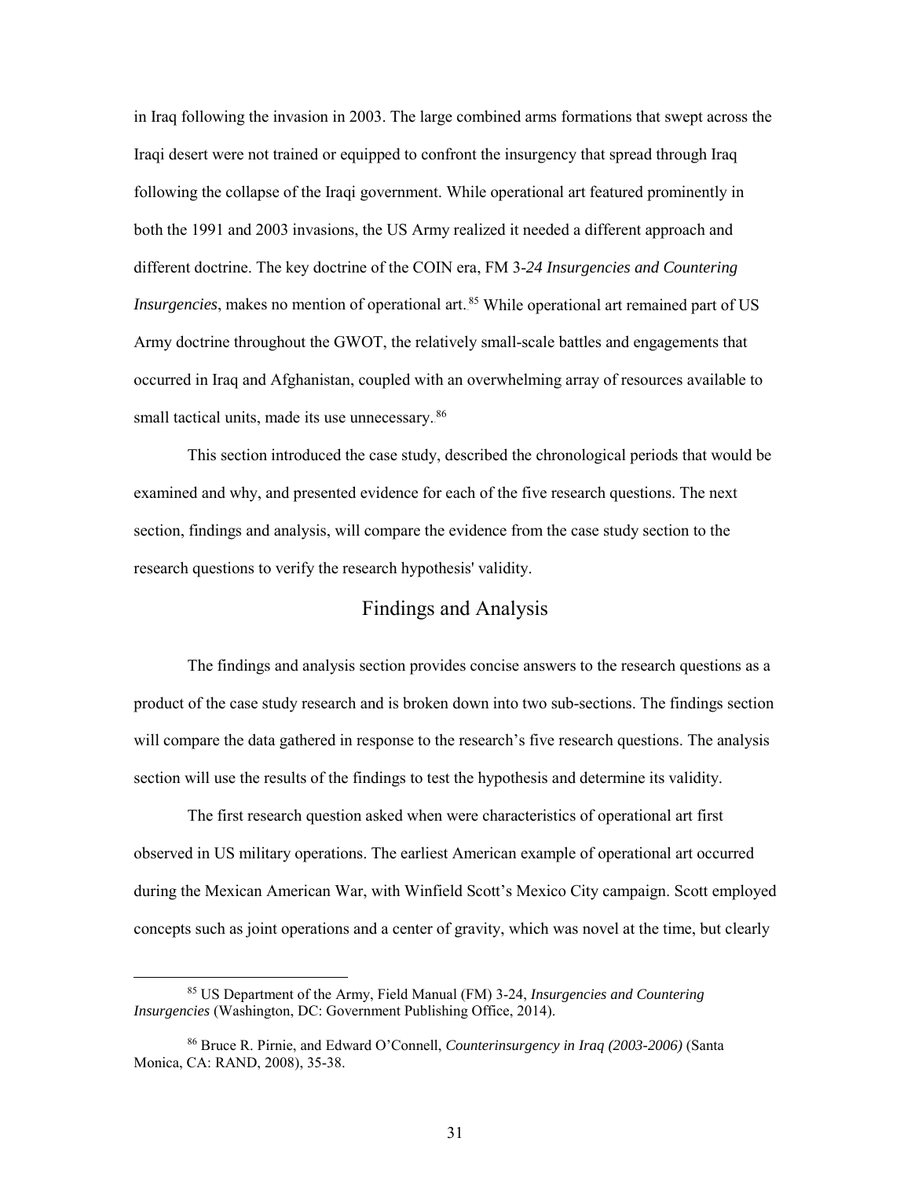in Iraq following the invasion in 2003. The large combined arms formations that swept across the Iraqi desert were not trained or equipped to confront the insurgency that spread through Iraq following the collapse of the Iraqi government. While operational art featured prominently in both the 1991 and 2003 invasions, the US Army realized it needed a different approach and different doctrine. The key doctrine of the COIN era, FM 3-*24 Insurgencies and Countering Insurgencies*, makes no mention of operational art.[85] While operational art remained part of US Army doctrine throughout the GWOT, the relatively small-scale battles and engagements that occurred in Iraq and Afghanistan, coupled with an overwhelming array of resources available to small tactical units, made its use unnecessary.[86]

This section introduced the case study, described the chronological periods that would be examined and why, and presented evidence for each of the five research questions. The next section, findings and analysis, will compare the evidence from the case study section to the research questions to verify the research hypothesis' validity.

## Findings and Analysis

The findings and analysis section provides concise answers to the research questions as a product of the case study research and is broken down into two sub-sections. The findings section will compare the data gathered in response to the research's five research questions. The analysis section will use the results of the findings to test the hypothesis and determine its validity.

The first research question asked when were characteristics of operational art first observed in US military operations. The earliest American example of operational art occurred during the Mexican American War, with Winfield Scott's Mexico City campaign. Scott employed concepts such as joint operations and a center of gravity, which was novel at the time, but clearly

---

[85] US Department of the Army, Field Manual (FM) 3-24, *Insurgencies and Countering Insurgencies* (Washington, DC: Government Publishing Office, 2014).

[86] Bruce R. Pirnie, and Edward O'Connell, *Counterinsurgency in Iraq (2003-2006)* (Santa Monica, CA: RAND, 2008), 35-38.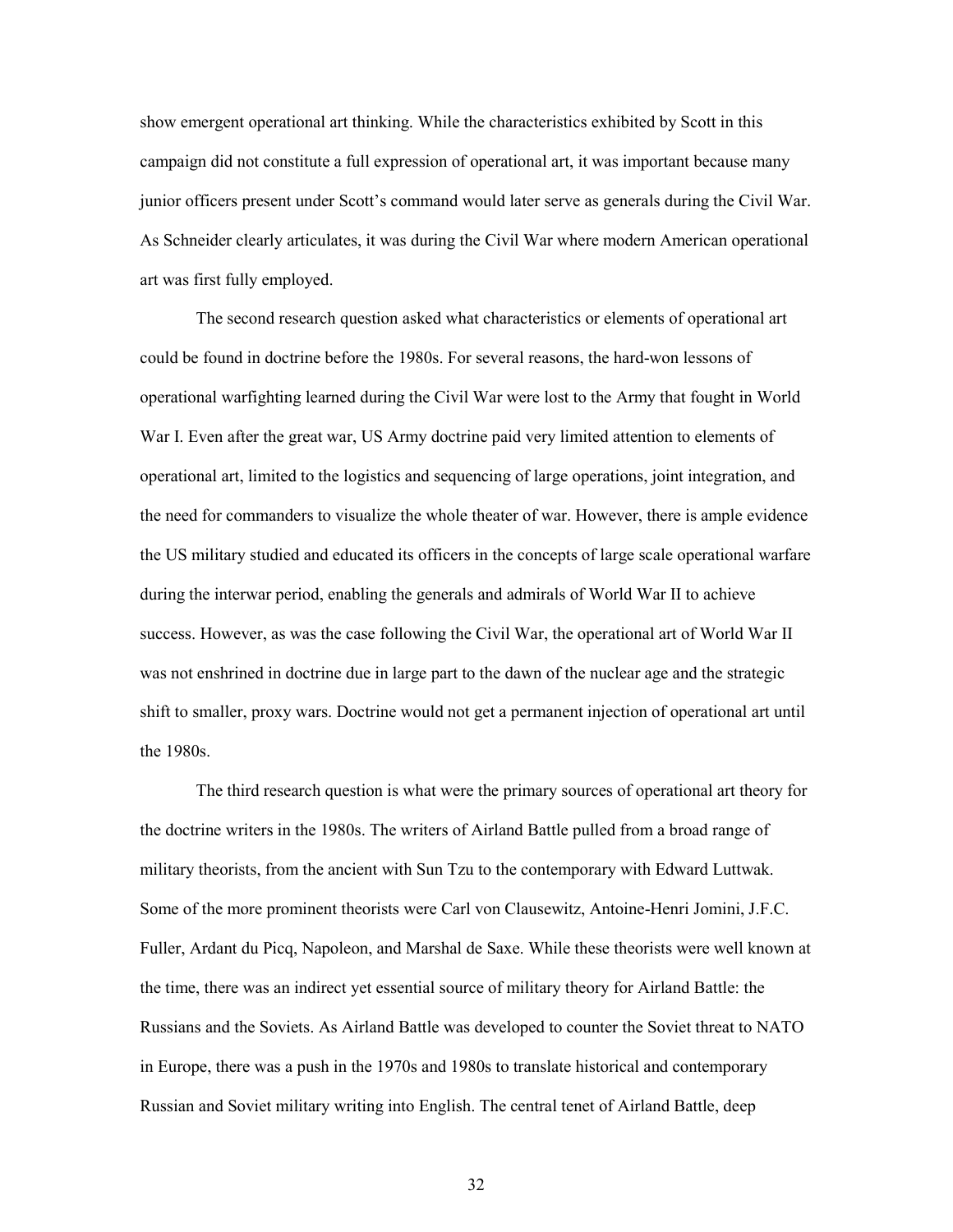show emergent operational art thinking. While the characteristics exhibited by Scott in this campaign did not constitute a full expression of operational art, it was important because many junior officers present under Scott's command would later serve as generals during the Civil War. As Schneider clearly articulates, it was during the Civil War where modern American operational art was first fully employed.

The second research question asked what characteristics or elements of operational art could be found in doctrine before the 1980s. For several reasons, the hard-won lessons of operational warfighting learned during the Civil War were lost to the Army that fought in World War I. Even after the great war, US Army doctrine paid very limited attention to elements of operational art, limited to the logistics and sequencing of large operations, joint integration, and the need for commanders to visualize the whole theater of war. However, there is ample evidence the US military studied and educated its officers in the concepts of large scale operational warfare during the interwar period, enabling the generals and admirals of World War II to achieve success. However, as was the case following the Civil War, the operational art of World War II was not enshrined in doctrine due in large part to the dawn of the nuclear age and the strategic shift to smaller, proxy wars. Doctrine would not get a permanent injection of operational art until the 1980s.

The third research question is what were the primary sources of operational art theory for the doctrine writers in the 1980s. The writers of Airland Battle pulled from a broad range of military theorists, from the ancient with Sun Tzu to the contemporary with Edward Luttwak. Some of the more prominent theorists were Carl von Clausewitz, Antoine-Henri Jomini, J.F.C. Fuller, Ardant du Picq, Napoleon, and Marshal de Saxe. While these theorists were well known at the time, there was an indirect yet essential source of military theory for Airland Battle: the Russians and the Soviets. As Airland Battle was developed to counter the Soviet threat to NATO in Europe, there was a push in the 1970s and 1980s to translate historical and contemporary Russian and Soviet military writing into English. The central tenet of Airland Battle, deep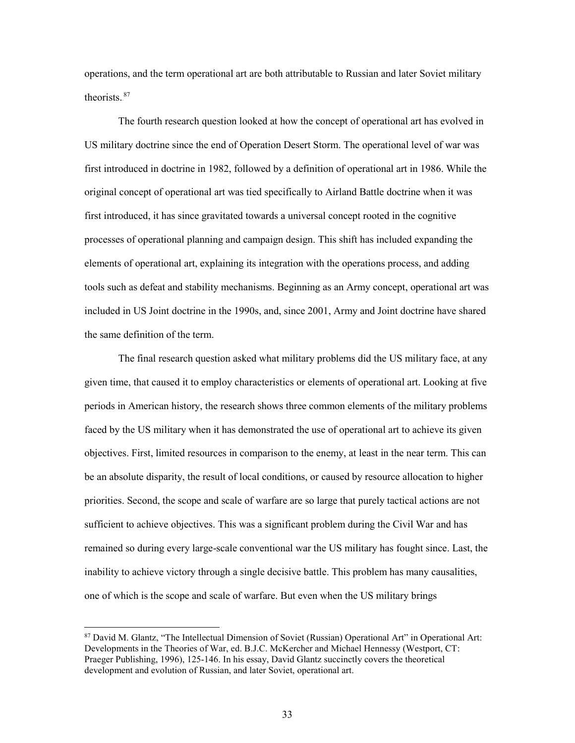operations, and the term operational art are both attributable to Russian and later Soviet military theorists.[87]

The fourth research question looked at how the concept of operational art has evolved in US military doctrine since the end of Operation Desert Storm. The operational level of war was first introduced in doctrine in 1982, followed by a definition of operational art in 1986. While the original concept of operational art was tied specifically to Airland Battle doctrine when it was first introduced, it has since gravitated towards a universal concept rooted in the cognitive processes of operational planning and campaign design. This shift has included expanding the elements of operational art, explaining its integration with the operations process, and adding tools such as defeat and stability mechanisms. Beginning as an Army concept, operational art was included in US Joint doctrine in the 1990s, and, since 2001, Army and Joint doctrine have shared the same definition of the term.

The final research question asked what military problems did the US military face, at any given time, that caused it to employ characteristics or elements of operational art. Looking at five periods in American history, the research shows three common elements of the military problems faced by the US military when it has demonstrated the use of operational art to achieve its given objectives. First, limited resources in comparison to the enemy, at least in the near term. This can be an absolute disparity, the result of local conditions, or caused by resource allocation to higher priorities. Second, the scope and scale of warfare are so large that purely tactical actions are not sufficient to achieve objectives. This was a significant problem during the Civil War and has remained so during every large-scale conventional war the US military has fought since. Last, the inability to achieve victory through a single decisive battle. This problem has many causalities, one of which is the scope and scale of warfare. But even when the US military brings

[87] David M. Glantz, "The Intellectual Dimension of Soviet (Russian) Operational Art" in Operational Art: Developments in the Theories of War, ed. B.J.C. McKercher and Michael Hennessy (Westport, CT: Praeger Publishing, 1996), 125-146. In his essay, David Glantz succinctly covers the theoretical development and evolution of Russian, and later Soviet, operational art.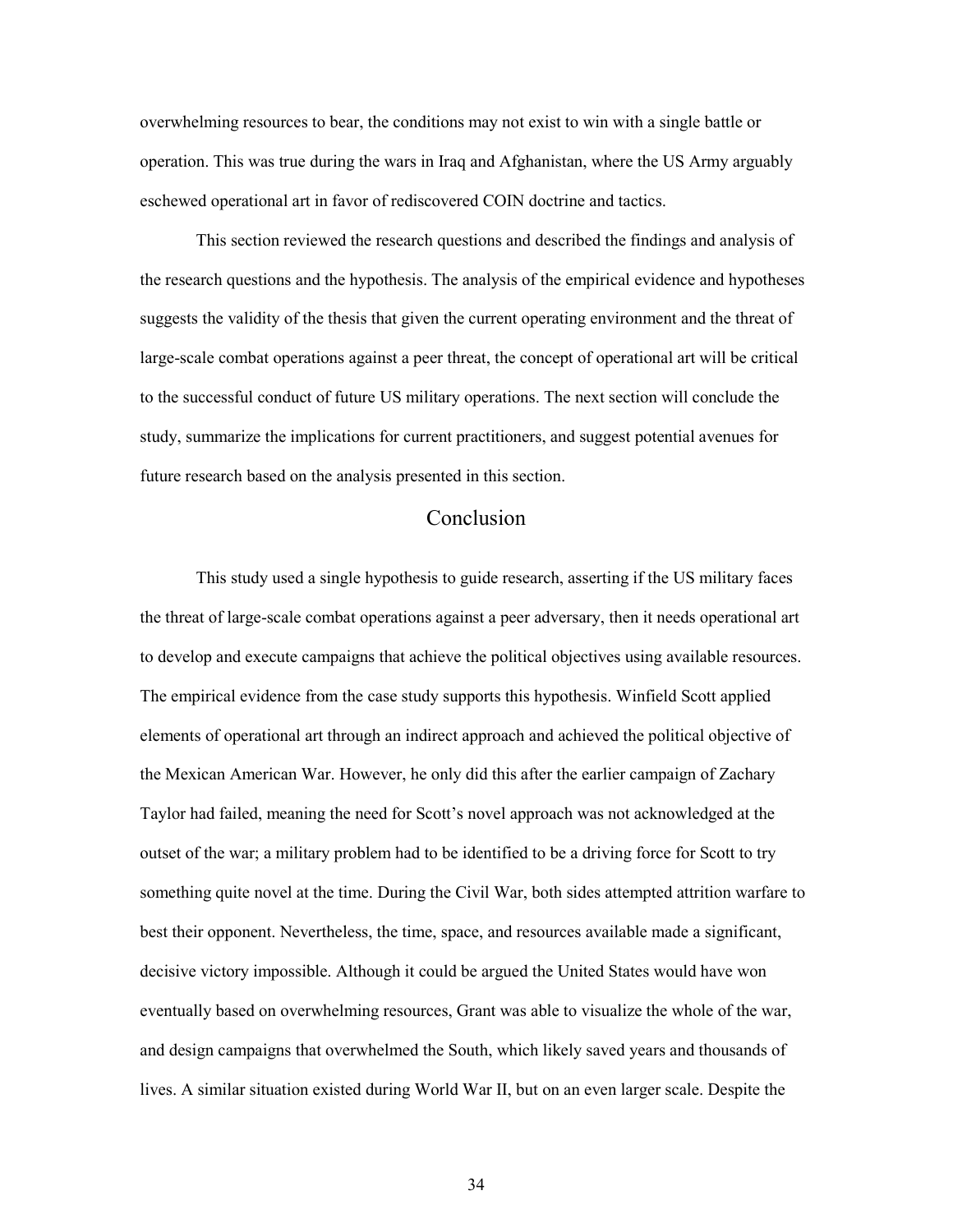overwhelming resources to bear, the conditions may not exist to win with a single battle or operation. This was true during the wars in Iraq and Afghanistan, where the US Army arguably eschewed operational art in favor of rediscovered COIN doctrine and tactics.

This section reviewed the research questions and described the findings and analysis of the research questions and the hypothesis. The analysis of the empirical evidence and hypotheses suggests the validity of the thesis that given the current operating environment and the threat of large-scale combat operations against a peer threat, the concept of operational art will be critical to the successful conduct of future US military operations. The next section will conclude the study, summarize the implications for current practitioners, and suggest potential avenues for future research based on the analysis presented in this section.

## Conclusion

This study used a single hypothesis to guide research, asserting if the US military faces the threat of large-scale combat operations against a peer adversary, then it needs operational art to develop and execute campaigns that achieve the political objectives using available resources. The empirical evidence from the case study supports this hypothesis. Winfield Scott applied elements of operational art through an indirect approach and achieved the political objective of the Mexican American War. However, he only did this after the earlier campaign of Zachary Taylor had failed, meaning the need for Scott's novel approach was not acknowledged at the outset of the war; a military problem had to be identified to be a driving force for Scott to try something quite novel at the time. During the Civil War, both sides attempted attrition warfare to best their opponent. Nevertheless, the time, space, and resources available made a significant, decisive victory impossible. Although it could be argued the United States would have won eventually based on overwhelming resources, Grant was able to visualize the whole of the war, and design campaigns that overwhelmed the South, which likely saved years and thousands of lives. A similar situation existed during World War II, but on an even larger scale. Despite the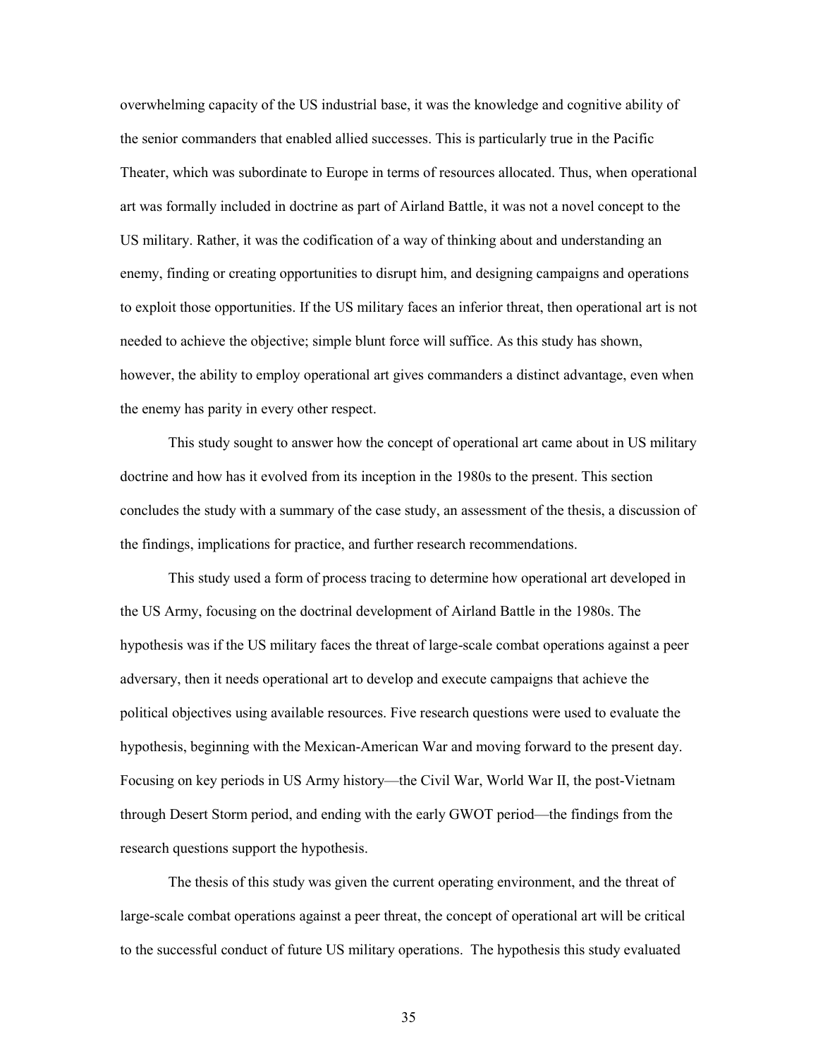overwhelming capacity of the US industrial base, it was the knowledge and cognitive ability of the senior commanders that enabled allied successes. This is particularly true in the Pacific Theater, which was subordinate to Europe in terms of resources allocated. Thus, when operational art was formally included in doctrine as part of Airland Battle, it was not a novel concept to the US military. Rather, it was the codification of a way of thinking about and understanding an enemy, finding or creating opportunities to disrupt him, and designing campaigns and operations to exploit those opportunities. If the US military faces an inferior threat, then operational art is not needed to achieve the objective; simple blunt force will suffice. As this study has shown, however, the ability to employ operational art gives commanders a distinct advantage, even when the enemy has parity in every other respect.

This study sought to answer how the concept of operational art came about in US military doctrine and how has it evolved from its inception in the 1980s to the present. This section concludes the study with a summary of the case study, an assessment of the thesis, a discussion of the findings, implications for practice, and further research recommendations.

This study used a form of process tracing to determine how operational art developed in the US Army, focusing on the doctrinal development of Airland Battle in the 1980s. The hypothesis was if the US military faces the threat of large-scale combat operations against a peer adversary, then it needs operational art to develop and execute campaigns that achieve the political objectives using available resources. Five research questions were used to evaluate the hypothesis, beginning with the Mexican-American War and moving forward to the present day. Focusing on key periods in US Army history—the Civil War, World War II, the post-Vietnam through Desert Storm period, and ending with the early GWOT period—the findings from the research questions support the hypothesis.

The thesis of this study was given the current operating environment, and the threat of large-scale combat operations against a peer threat, the concept of operational art will be critical to the successful conduct of future US military operations. The hypothesis this study evaluated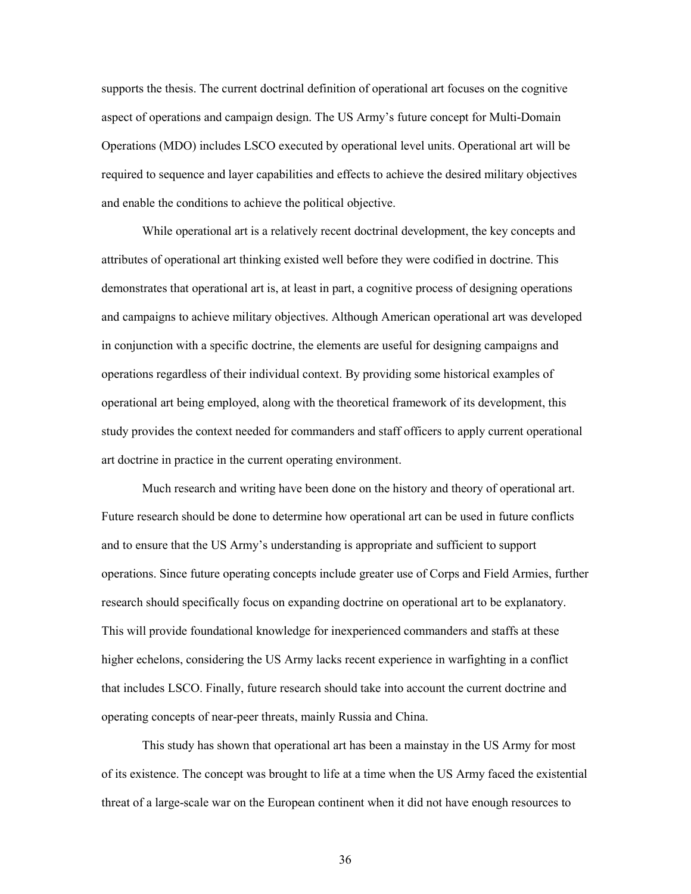supports the thesis. The current doctrinal definition of operational art focuses on the cognitive aspect of operations and campaign design. The US Army's future concept for Multi-Domain Operations (MDO) includes LSCO executed by operational level units. Operational art will be required to sequence and layer capabilities and effects to achieve the desired military objectives and enable the conditions to achieve the political objective.

While operational art is a relatively recent doctrinal development, the key concepts and attributes of operational art thinking existed well before they were codified in doctrine. This demonstrates that operational art is, at least in part, a cognitive process of designing operations and campaigns to achieve military objectives. Although American operational art was developed in conjunction with a specific doctrine, the elements are useful for designing campaigns and operations regardless of their individual context. By providing some historical examples of operational art being employed, along with the theoretical framework of its development, this study provides the context needed for commanders and staff officers to apply current operational art doctrine in practice in the current operating environment.

Much research and writing have been done on the history and theory of operational art. Future research should be done to determine how operational art can be used in future conflicts and to ensure that the US Army's understanding is appropriate and sufficient to support operations. Since future operating concepts include greater use of Corps and Field Armies, further research should specifically focus on expanding doctrine on operational art to be explanatory. This will provide foundational knowledge for inexperienced commanders and staffs at these higher echelons, considering the US Army lacks recent experience in warfighting in a conflict that includes LSCO. Finally, future research should take into account the current doctrine and operating concepts of near-peer threats, mainly Russia and China.

This study has shown that operational art has been a mainstay in the US Army for most of its existence. The concept was brought to life at a time when the US Army faced the existential threat of a large-scale war on the European continent when it did not have enough resources to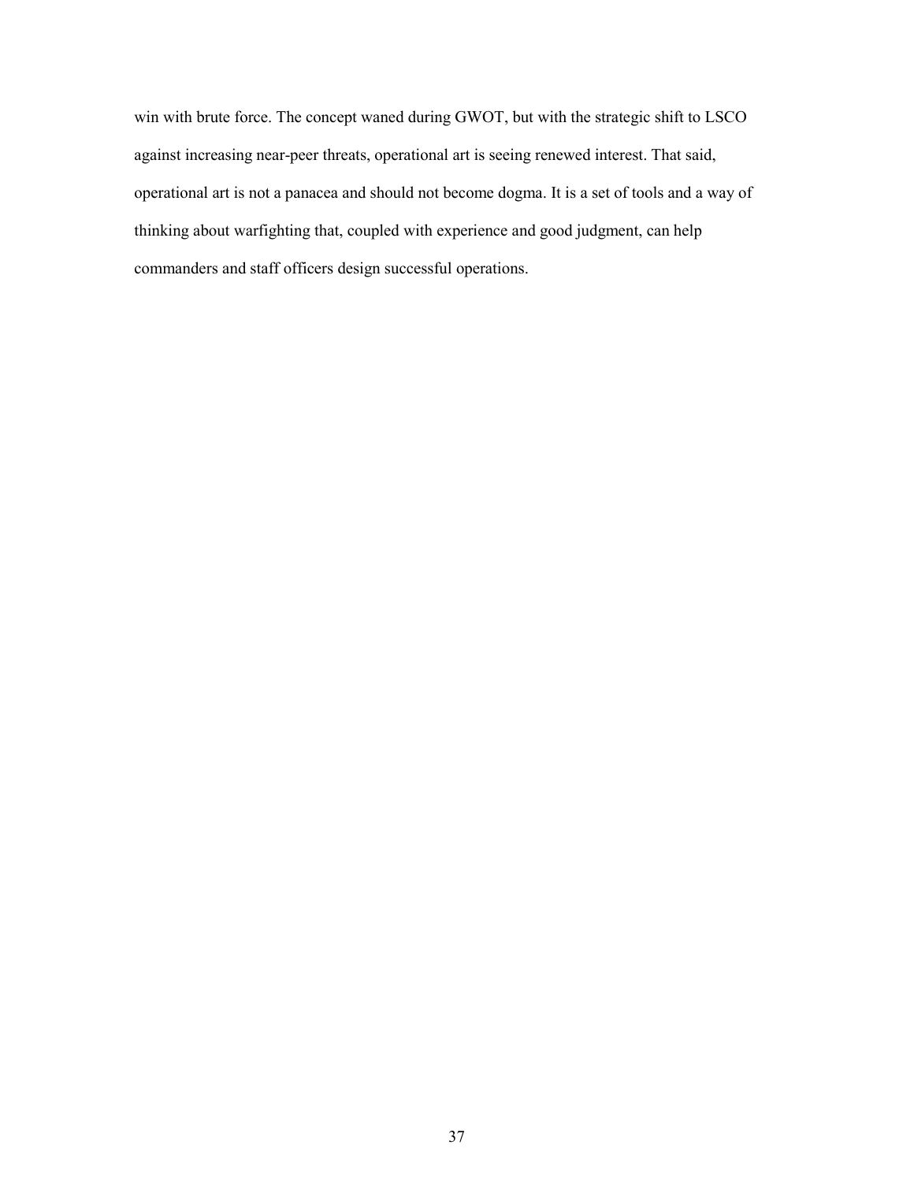win with brute force. The concept waned during GWOT, but with the strategic shift to LSCO against increasing near-peer threats, operational art is seeing renewed interest. That said, operational art is not a panacea and should not become dogma. It is a set of tools and a way of thinking about warfighting that, coupled with experience and good judgment, can help commanders and staff officers design successful operations.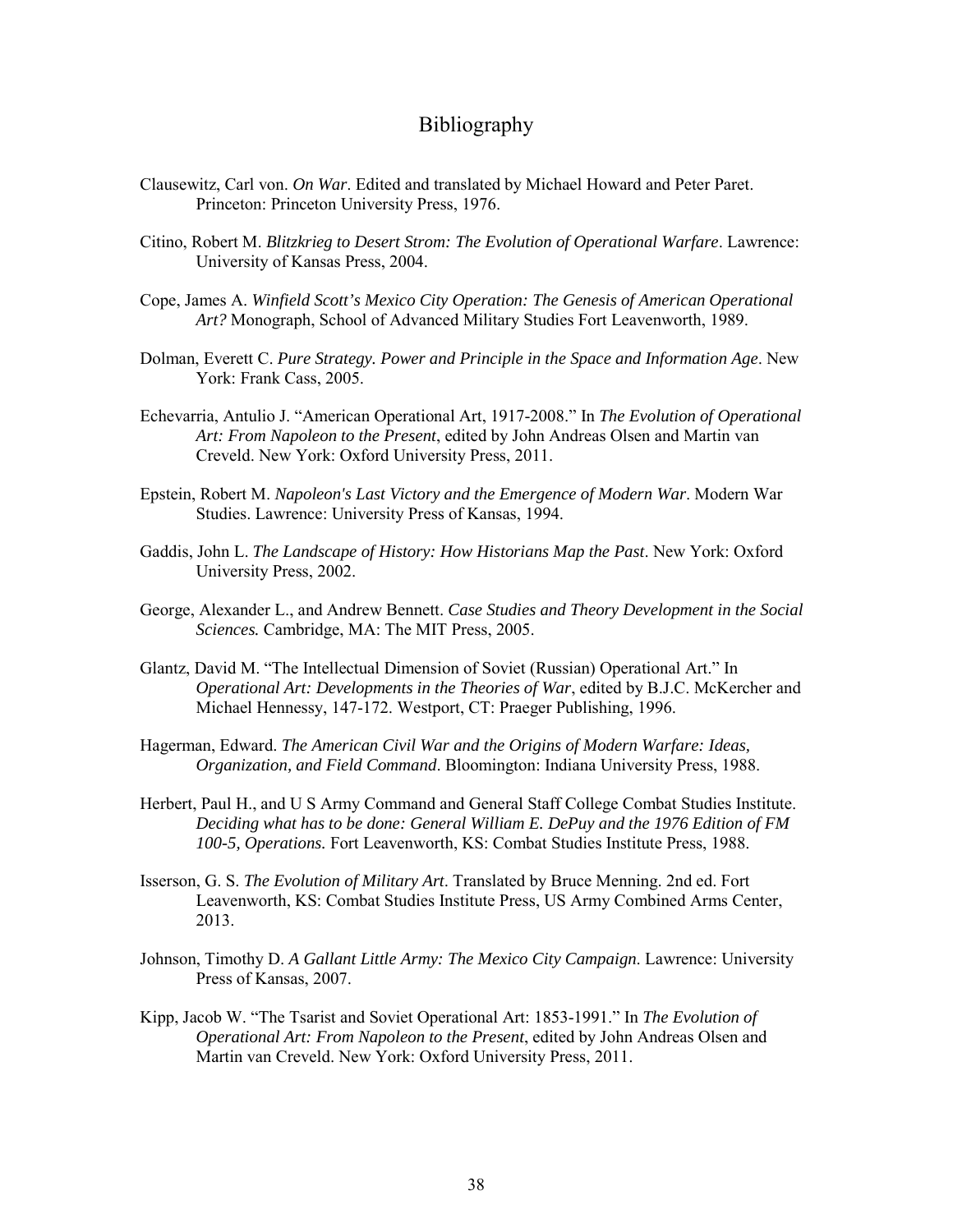# Bibliography

Clausewitz, Carl von. *On War*. Edited and translated by Michael Howard and Peter Paret. Princeton: Princeton University Press, 1976.

Citino, Robert M. *Blitzkrieg to Desert Strom: The Evolution of Operational Warfare*. Lawrence: University of Kansas Press, 2004.

Cope, James A. *Winfield Scott's Mexico City Operation: The Genesis of American Operational Art?* Monograph, School of Advanced Military Studies Fort Leavenworth, 1989.

Dolman, Everett C. *Pure Strategy. Power and Principle in the Space and Information Age*. New York: Frank Cass, 2005.

Echevarria, Antulio J. "American Operational Art, 1917-2008." In *The Evolution of Operational Art: From Napoleon to the Present*, edited by John Andreas Olsen and Martin van Creveld. New York: Oxford University Press, 2011.

Epstein, Robert M. *Napoleon's Last Victory and the Emergence of Modern War*. Modern War Studies. Lawrence: University Press of Kansas, 1994.

Gaddis, John L. *The Landscape of History: How Historians Map the Past*. New York: Oxford University Press, 2002.

George, Alexander L., and Andrew Bennett. *Case Studies and Theory Development in the Social Sciences.* Cambridge, MA: The MIT Press, 2005.

Glantz, David M. "The Intellectual Dimension of Soviet (Russian) Operational Art." In *Operational Art: Developments in the Theories of War*, edited by B.J.C. McKercher and Michael Hennessy, 147-172. Westport, CT: Praeger Publishing, 1996.

Hagerman, Edward. *The American Civil War and the Origins of Modern Warfare: Ideas, Organization, and Field Command*. Bloomington: Indiana University Press, 1988.

Herbert, Paul H., and U S Army Command and General Staff College Combat Studies Institute. *Deciding what has to be done: General William E. DePuy and the 1976 Edition of FM 100-5, Operations.* Fort Leavenworth, KS: Combat Studies Institute Press, 1988.

Isserson, G. S. *The Evolution of Military Art*. Translated by Bruce Menning. 2nd ed. Fort Leavenworth, KS: Combat Studies Institute Press, US Army Combined Arms Center, 2013.

Johnson, Timothy D. *A Gallant Little Army: The Mexico City Campaign*. Lawrence: University Press of Kansas, 2007.

Kipp, Jacob W. "The Tsarist and Soviet Operational Art: 1853-1991." In *The Evolution of Operational Art: From Napoleon to the Present*, edited by John Andreas Olsen and Martin van Creveld. New York: Oxford University Press, 2011.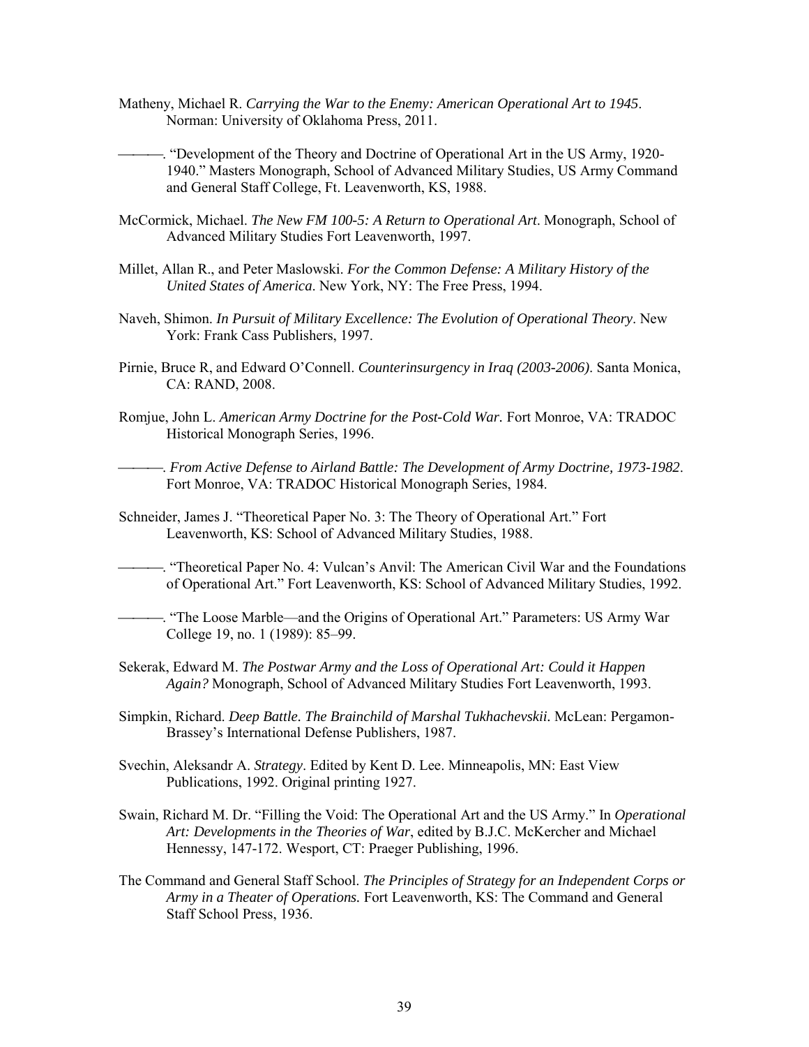Matheny, Michael R. *Carrying the War to the Enemy: American Operational Art to 1945*. Norman: University of Oklahoma Press, 2011.

———. "Development of the Theory and Doctrine of Operational Art in the US Army, 1920-1940." Masters Monograph, School of Advanced Military Studies, US Army Command and General Staff College, Ft. Leavenworth, KS, 1988.

McCormick, Michael. *The New FM 100-5: A Return to Operational Art*. Monograph, School of Advanced Military Studies Fort Leavenworth, 1997.

Millet, Allan R., and Peter Maslowski. *For the Common Defense: A Military History of the United States of America*. New York, NY: The Free Press, 1994.

Naveh, Shimon. *In Pursuit of Military Excellence: The Evolution of Operational Theory*. New York: Frank Cass Publishers, 1997.

Pirnie, Bruce R, and Edward O'Connell. *Counterinsurgency in Iraq (2003-2006)*. Santa Monica, CA: RAND, 2008.

Romjue, John L. *American Army Doctrine for the Post-Cold War.* Fort Monroe, VA: TRADOC Historical Monograph Series, 1996.

———. *From Active Defense to Airland Battle: The Development of Army Doctrine, 1973-1982*. Fort Monroe, VA: TRADOC Historical Monograph Series, 1984.

Schneider, James J. "Theoretical Paper No. 3: The Theory of Operational Art." Fort Leavenworth, KS: School of Advanced Military Studies, 1988.

———. "Theoretical Paper No. 4: Vulcan's Anvil: The American Civil War and the Foundations of Operational Art." Fort Leavenworth, KS: School of Advanced Military Studies, 1992.

———. "The Loose Marble—and the Origins of Operational Art." Parameters: US Army War College 19, no. 1 (1989): 85–99.

Sekerak, Edward M. *The Postwar Army and the Loss of Operational Art: Could it Happen Again?* Monograph, School of Advanced Military Studies Fort Leavenworth, 1993.

Simpkin, Richard. *Deep Battle. The Brainchild of Marshal Tukhachevskii.* McLean: Pergamon-Brassey's International Defense Publishers, 1987.

Svechin, Aleksandr A. *Strategy*. Edited by Kent D. Lee. Minneapolis, MN: East View Publications, 1992. Original printing 1927.

Swain, Richard M. Dr. "Filling the Void: The Operational Art and the US Army." In *Operational Art: Developments in the Theories of War*, edited by B.J.C. McKercher and Michael Hennessy, 147-172. Wesport, CT: Praeger Publishing, 1996.

The Command and General Staff School. *The Principles of Strategy for an Independent Corps or Army in a Theater of Operations.* Fort Leavenworth, KS: The Command and General Staff School Press, 1936.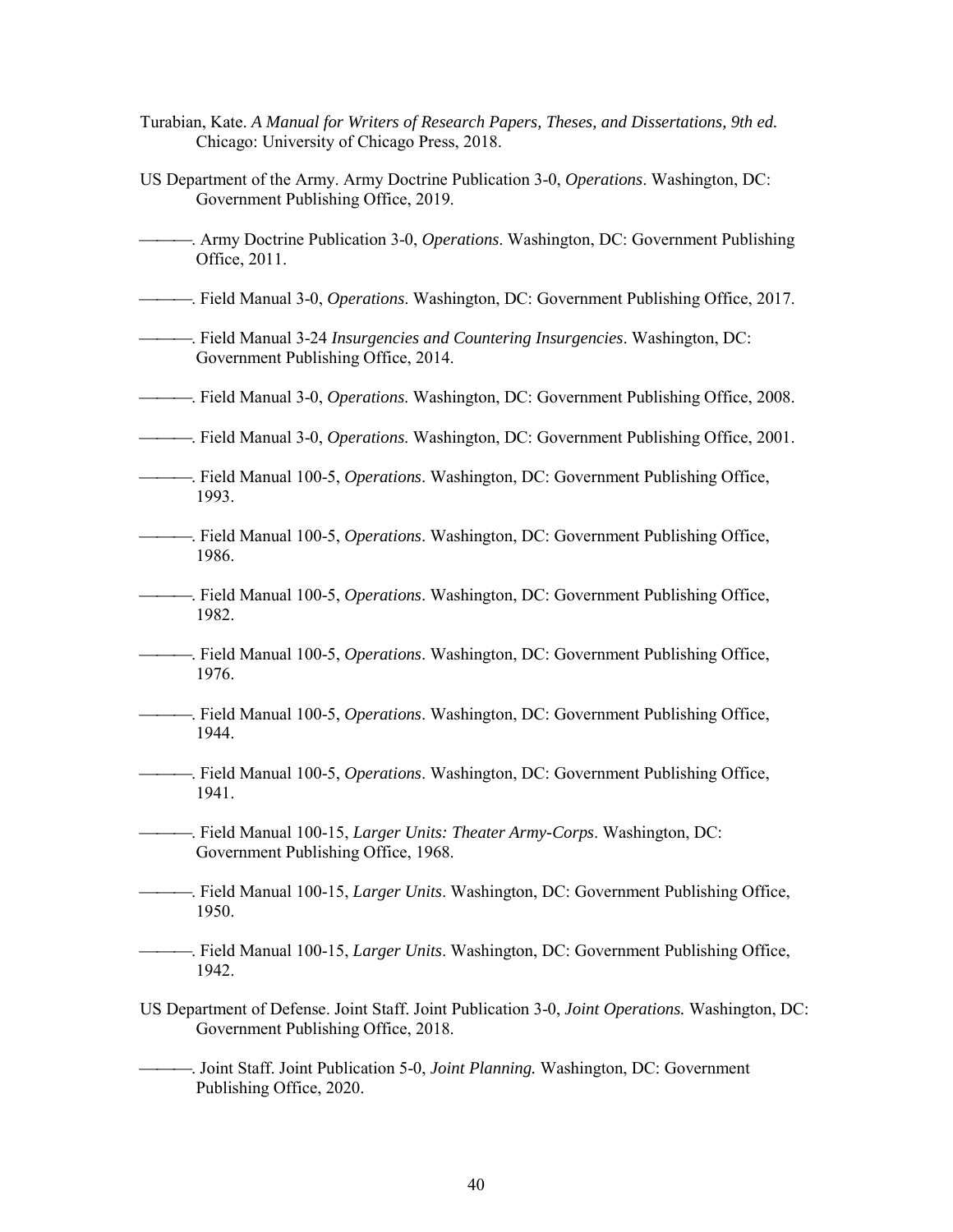Turabian, Kate. *A Manual for Writers of Research Papers, Theses, and Dissertations, 9th ed.* Chicago: University of Chicago Press, 2018.

US Department of the Army. Army Doctrine Publication 3-0, *Operations*. Washington, DC: Government Publishing Office, 2019.

———. Army Doctrine Publication 3-0, *Operations*. Washington, DC: Government Publishing Office, 2011.

———. Field Manual 3-0, *Operations*. Washington, DC: Government Publishing Office, 2017.

———. Field Manual 3-24 *Insurgencies and Countering Insurgencies*. Washington, DC: Government Publishing Office, 2014.

———. Field Manual 3-0, *Operations.* Washington, DC: Government Publishing Office, 2008.

———. Field Manual 3-0, *Operations.* Washington, DC: Government Publishing Office, 2001.

———. Field Manual 100-5, *Operations*. Washington, DC: Government Publishing Office, 1993.

———. Field Manual 100-5, *Operations*. Washington, DC: Government Publishing Office, 1986.

———. Field Manual 100-5, *Operations*. Washington, DC: Government Publishing Office, 1982.

———. Field Manual 100-5, *Operations*. Washington, DC: Government Publishing Office, 1976.

———. Field Manual 100-5, *Operations*. Washington, DC: Government Publishing Office, 1944.

———. Field Manual 100-5, *Operations*. Washington, DC: Government Publishing Office, 1941.

———. Field Manual 100-15, *Larger Units: Theater Army-Corps*. Washington, DC: Government Publishing Office, 1968.

———. Field Manual 100-15, *Larger Units*. Washington, DC: Government Publishing Office, 1950.

———. Field Manual 100-15, *Larger Units*. Washington, DC: Government Publishing Office, 1942.

US Department of Defense. Joint Staff. Joint Publication 3-0, *Joint Operations.* Washington, DC: Government Publishing Office, 2018.

———. Joint Staff. Joint Publication 5-0, *Joint Planning.* Washington, DC: Government Publishing Office, 2020.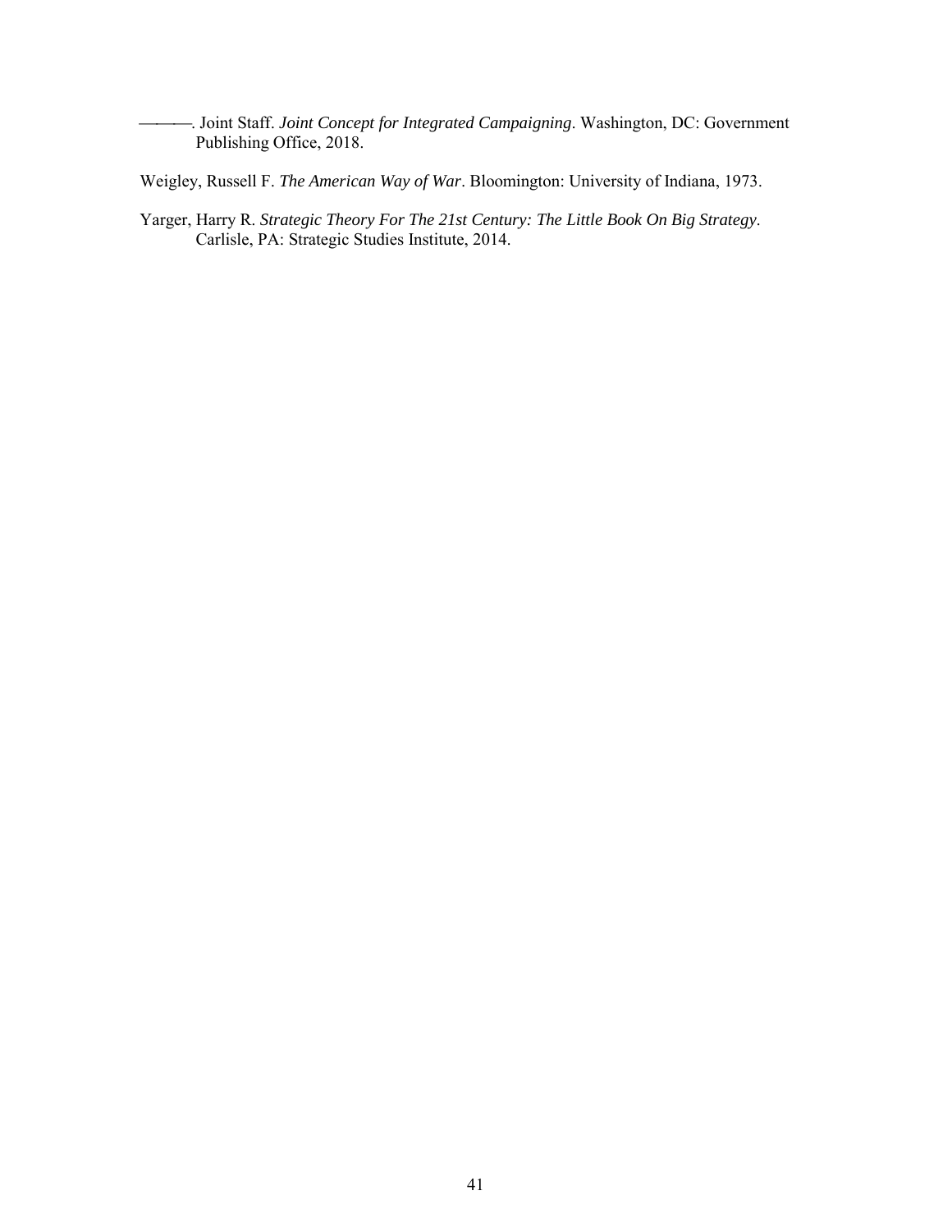———. Joint Staff. *Joint Concept for Integrated Campaigning*. Washington, DC: Government Publishing Office, 2018.

Weigley, Russell F. *The American Way of War*. Bloomington: University of Indiana, 1973.

Yarger, Harry R. *Strategic Theory For The 21st Century: The Little Book On Big Strategy*. Carlisle, PA: Strategic Studies Institute, 2014.